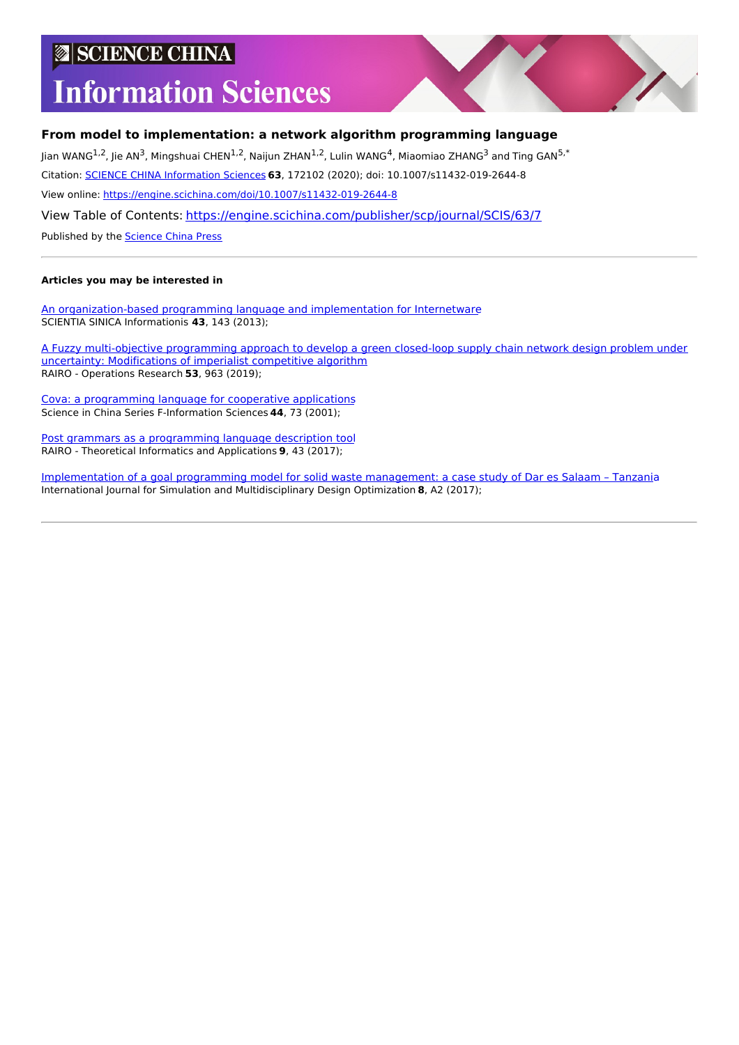# SCIENCE CHINA Information Sciences

### From model to implementation: a network algorithm programming language

Jian WANG[1,2], Jie AN[3], Mingshuai CHEN[1,2], Naijun ZHAN[1,2], Lulin WANG[4], Miaomiao ZHANG[3] and Ting GAN[5,*]

Citation: SCIENCE CHINA Information Sciences **63**, 172102 (2020); doi: 10.1007/s11432-019-2644-8

View online: https://engine.scichina.com/doi/10.1007/s11432-019-2644-8

View Table of Contents: https://engine.scichina.com/publisher/scp/journal/SCIS/63/7

Published by the Science China Press

---

**Articles you may be interested in**

An organization-based programming language and implementation for Internetware
SCIENTIA SINICA Informationis **43**, 143 (2013);

A Fuzzy multi-objective programming approach to develop a green closed-loop supply chain network design problem under uncertainty: Modifications of imperialist competitive algorithm
RAIRO - Operations Research **53**, 963 (2019);

Cova: a programming language for cooperative applications
Science in China Series F-Information Sciences **44**, 73 (2001);

Post grammars as a programming language description tool
RAIRO - Theoretical Informatics and Applications **9**, 43 (2017);

Implementation of a goal programming model for solid waste management: a case study of Dar es Salaam – Tanzania
International Journal for Simulation and Multidisciplinary Design Optimization **8**, A2 (2017);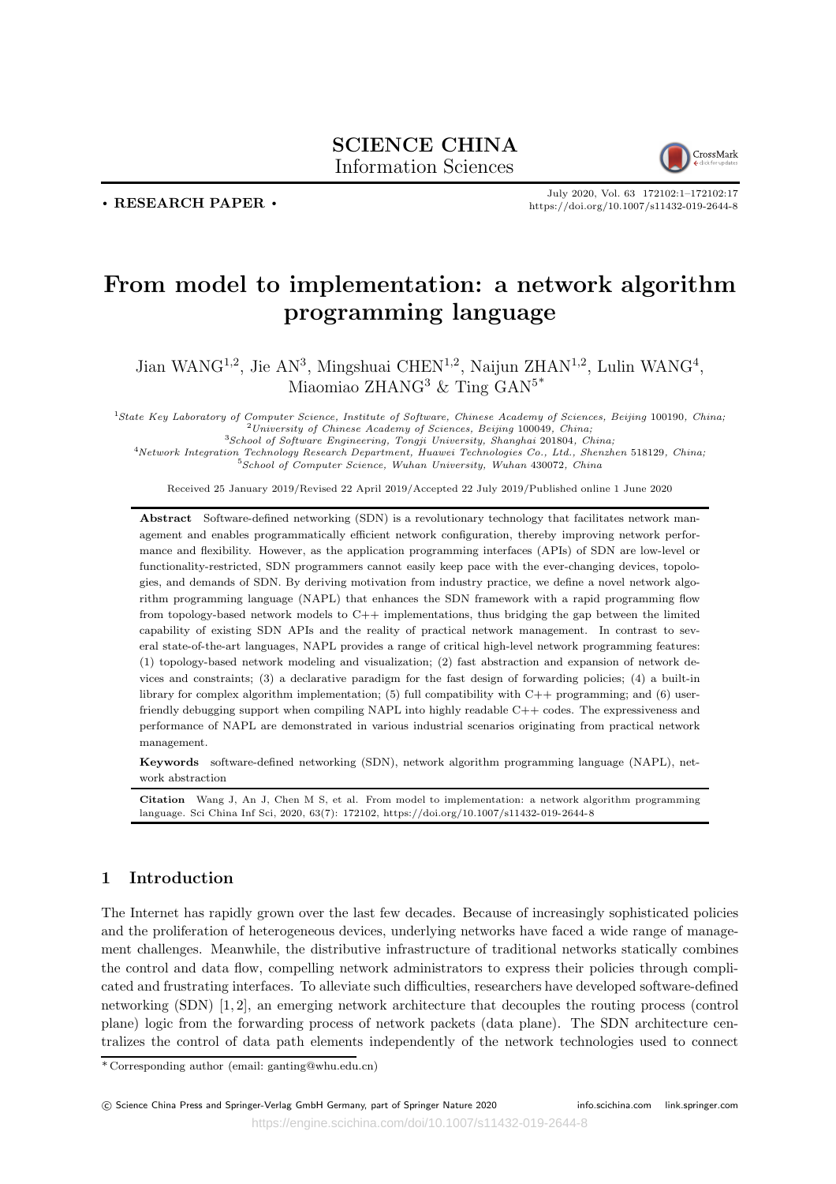**SCIENCE CHINA**
Information Sciences

• **RESEARCH PAPER** •

July 2020, Vol. 63 172102:1–172102:17
https://doi.org/10.1007/s11432-019-2644-8

# From model to implementation: a network algorithm programming language

Jian WANG[1,2], Jie AN[3], Mingshuai CHEN[1,2], Naijun ZHAN[1,2], Lulin WANG[4], Miaomiao ZHANG[3] & Ting GAN[5*]

[1] *State Key Laboratory of Computer Science, Institute of Software, Chinese Academy of Sciences, Beijing* 100190*, China;*
[2] *University of Chinese Academy of Sciences, Beijing* 100049*, China;*
[3] *School of Software Engineering, Tongji University, Shanghai* 201804*, China;*
[4] *Network Integration Technology Research Department, Huawei Technologies Co., Ltd., Shenzhen* 518129*, China;*
[5] *School of Computer Science, Wuhan University, Wuhan* 430072*, China*

Received 25 January 2019/Revised 22 April 2019/Accepted 22 July 2019/Published online 1 June 2020

**Abstract** Software-defined networking (SDN) is a revolutionary technology that facilitates network management and enables programmatically efficient network configuration, thereby improving network performance and flexibility. However, as the application programming interfaces (APIs) of SDN are low-level or functionality-restricted, SDN programmers cannot easily keep pace with the ever-changing devices, topologies, and demands of SDN. By deriving motivation from industry practice, we define a novel network algorithm programming language (NAPL) that enhances the SDN framework with a rapid programming flow from topology-based network models to C++ implementations, thus bridging the gap between the limited capability of existing SDN APIs and the reality of practical network management. In contrast to several state-of-the-art languages, NAPL provides a range of critical high-level network programming features: (1) topology-based network modeling and visualization; (2) fast abstraction and expansion of network devices and constraints; (3) a declarative paradigm for the fast design of forwarding policies; (4) a built-in library for complex algorithm implementation; (5) full compatibility with C++ programming; and (6) user-friendly debugging support when compiling NAPL into highly readable C++ codes. The expressiveness and performance of NAPL are demonstrated in various industrial scenarios originating from practical network management.

**Keywords** software-defined networking (SDN), network algorithm programming language (NAPL), network abstraction

**Citation** Wang J, An J, Chen M S, et al. From model to implementation: a network algorithm programming language. Sci China Inf Sci, 2020, 63(7): 172102, https://doi.org/10.1007/s11432-019-2644-8

## 1 Introduction

The Internet has rapidly grown over the last few decades. Because of increasingly sophisticated policies and the proliferation of heterogeneous devices, underlying networks have faced a wide range of management challenges. Meanwhile, the distributive infrastructure of traditional networks statically combines the control and data flow, compelling network administrators to express their policies through complicated and frustrating interfaces. To alleviate such difficulties, researchers have developed software-defined networking (SDN) [1, 2], an emerging network architecture that decouples the routing process (control plane) logic from the forwarding process of network packets (data plane). The SDN architecture centralizes the control of data path elements independently of the network technologies used to connect

* Corresponding author (email: ganting@whu.edu.cn)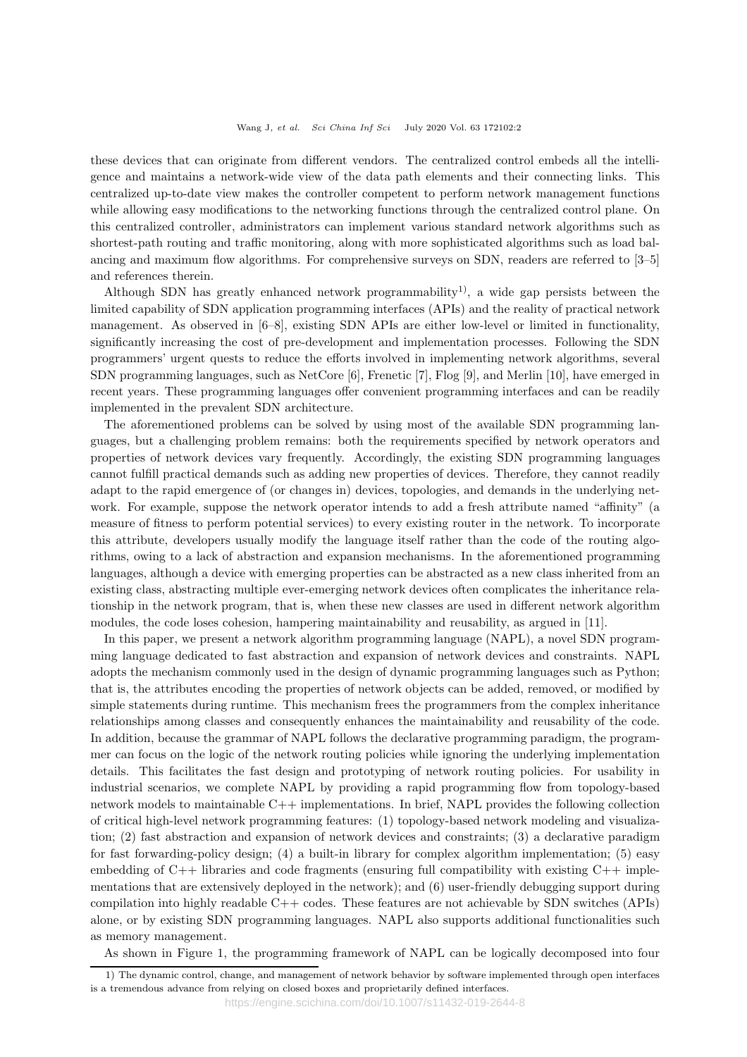these devices that can originate from different vendors. The centralized control embeds all the intelligence and maintains a network-wide view of the data path elements and their connecting links. This centralized up-to-date view makes the controller competent to perform network management functions while allowing easy modifications to the networking functions through the centralized control plane. On this centralized controller, administrators can implement various standard network algorithms such as shortest-path routing and traffic monitoring, along with more sophisticated algorithms such as load balancing and maximum flow algorithms. For comprehensive surveys on SDN, readers are referred to [3–5] and references therein.

Although SDN has greatly enhanced network programmability[1)], a wide gap persists between the limited capability of SDN application programming interfaces (APIs) and the reality of practical network management. As observed in [6–8], existing SDN APIs are either low-level or limited in functionality, significantly increasing the cost of pre-development and implementation processes. Following the SDN programmers' urgent quests to reduce the efforts involved in implementing network algorithms, several SDN programming languages, such as NetCore [6], Frenetic [7], Flog [9], and Merlin [10], have emerged in recent years. These programming languages offer convenient programming interfaces and can be readily implemented in the prevalent SDN architecture.

The aforementioned problems can be solved by using most of the available SDN programming languages, but a challenging problem remains: both the requirements specified by network operators and properties of network devices vary frequently. Accordingly, the existing SDN programming languages cannot fulfill practical demands such as adding new properties of devices. Therefore, they cannot readily adapt to the rapid emergence of (or changes in) devices, topologies, and demands in the underlying network. For example, suppose the network operator intends to add a fresh attribute named "affinity" (a measure of fitness to perform potential services) to every existing router in the network. To incorporate this attribute, developers usually modify the language itself rather than the code of the routing algorithms, owing to a lack of abstraction and expansion mechanisms. In the aforementioned programming languages, although a device with emerging properties can be abstracted as a new class inherited from an existing class, abstracting multiple ever-emerging network devices often complicates the inheritance relationship in the network program, that is, when these new classes are used in different network algorithm modules, the code loses cohesion, hampering maintainability and reusability, as argued in [11].

In this paper, we present a network algorithm programming language (NAPL), a novel SDN programming language dedicated to fast abstraction and expansion of network devices and constraints. NAPL adopts the mechanism commonly used in the design of dynamic programming languages such as Python; that is, the attributes encoding the properties of network objects can be added, removed, or modified by simple statements during runtime. This mechanism frees the programmers from the complex inheritance relationships among classes and consequently enhances the maintainability and reusability of the code. In addition, because the grammar of NAPL follows the declarative programming paradigm, the programmer can focus on the logic of the network routing policies while ignoring the underlying implementation details. This facilitates the fast design and prototyping of network routing policies. For usability in industrial scenarios, we complete NAPL by providing a rapid programming flow from topology-based network models to maintainable C++ implementations. In brief, NAPL provides the following collection of critical high-level network programming features: (1) topology-based network modeling and visualization; (2) fast abstraction and expansion of network devices and constraints; (3) a declarative paradigm for fast forwarding-policy design; (4) a built-in library for complex algorithm implementation; (5) easy embedding of C++ libraries and code fragments (ensuring full compatibility with existing C++ implementations that are extensively deployed in the network); and (6) user-friendly debugging support during compilation into highly readable C++ codes. These features are not achievable by SDN switches (APIs) alone, or by existing SDN programming languages. NAPL also supports additional functionalities such as memory management.

As shown in Figure 1, the programming framework of NAPL can be logically decomposed into four

1) The dynamic control, change, and management of network behavior by software implemented through open interfaces is a tremendous advance from relying on closed boxes and proprietarily defined interfaces.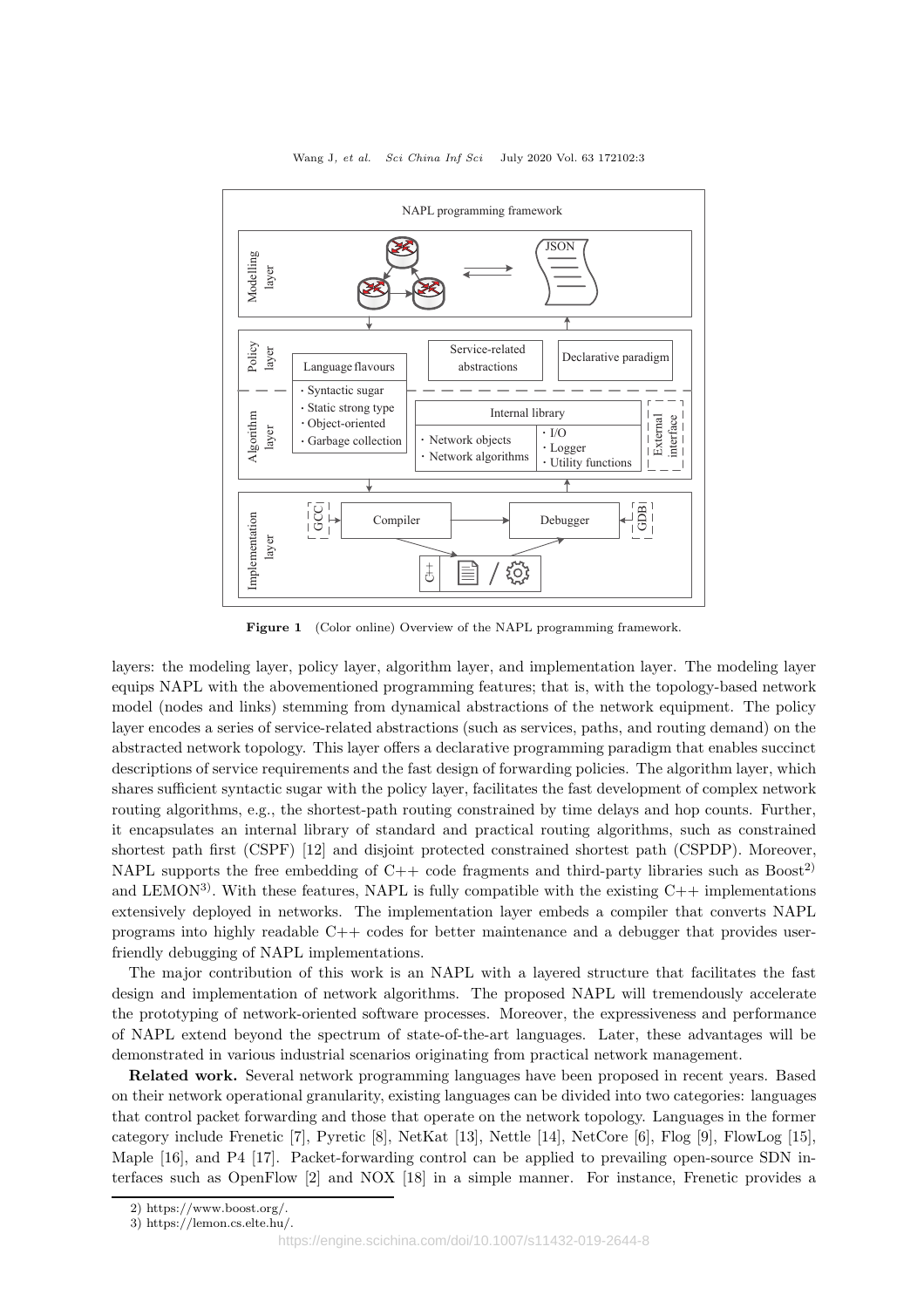**Figure 1** (Color online) Overview of the NAPL programming framework.

layers: the modeling layer, policy layer, algorithm layer, and implementation layer. The modeling layer equips NAPL with the abovementioned programming features; that is, with the topology-based network model (nodes and links) stemming from dynamical abstractions of the network equipment. The policy layer encodes a series of service-related abstractions (such as services, paths, and routing demand) on the abstracted network topology. This layer offers a declarative programming paradigm that enables succinct descriptions of service requirements and the fast design of forwarding policies. The algorithm layer, which shares sufficient syntactic sugar with the policy layer, facilitates the fast development of complex network routing algorithms, e.g., the shortest-path routing constrained by time delays and hop counts. Further, it encapsulates an internal library of standard and practical routing algorithms, such as constrained shortest path first (CSPF) [12] and disjoint protected constrained shortest path (CSPDP). Moreover, NAPL supports the free embedding of C++ code fragments and third-party libraries such as Boost[2] and LEMON[3]. With these features, NAPL is fully compatible with the existing C++ implementations extensively deployed in networks. The implementation layer embeds a compiler that converts NAPL programs into highly readable C++ codes for better maintenance and a debugger that provides user-friendly debugging of NAPL implementations.

The major contribution of this work is an NAPL with a layered structure that facilitates the fast design and implementation of network algorithms. The proposed NAPL will tremendously accelerate the prototyping of network-oriented software processes. Moreover, the expressiveness and performance of NAPL extend beyond the spectrum of state-of-the-art languages. Later, these advantages will be demonstrated in various industrial scenarios originating from practical network management.

**Related work.** Several network programming languages have been proposed in recent years. Based on their network operational granularity, existing languages can be divided into two categories: languages that control packet forwarding and those that operate on the network topology. Languages in the former category include Frenetic [7], Pyretic [8], NetKat [13], Nettle [14], NetCore [6], Flog [9], FlowLog [15], Maple [16], and P4 [17]. Packet-forwarding control can be applied to prevailing open-source SDN interfaces such as OpenFlow [2] and NOX [18] in a simple manner. For instance, Frenetic provides a

2) https://www.boost.org/.

3) https://lemon.cs.elte.hu/.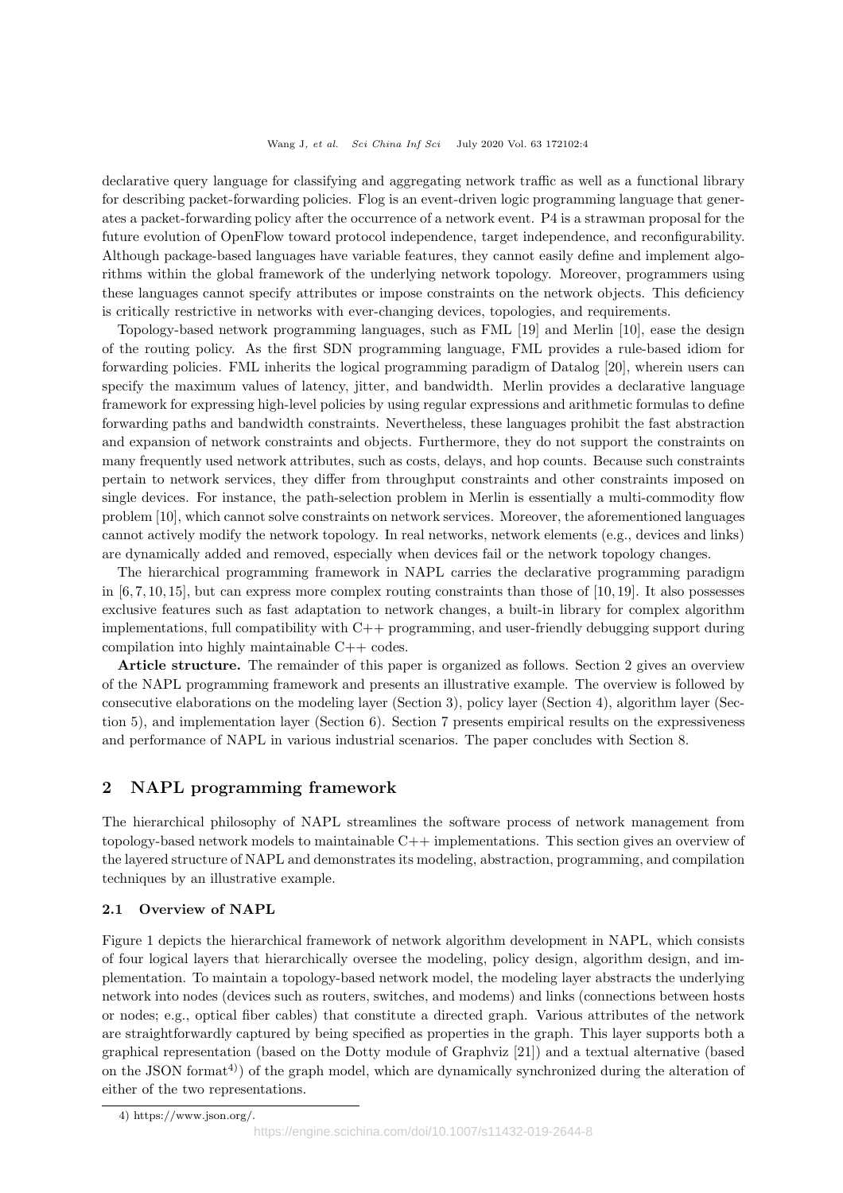declarative query language for classifying and aggregating network traffic as well as a functional library for describing packet-forwarding policies. Flog is an event-driven logic programming language that generates a packet-forwarding policy after the occurrence of a network event. P4 is a strawman proposal for the future evolution of OpenFlow toward protocol independence, target independence, and reconfigurability. Although package-based languages have variable features, they cannot easily define and implement algorithms within the global framework of the underlying network topology. Moreover, programmers using these languages cannot specify attributes or impose constraints on the network objects. This deficiency is critically restrictive in networks with ever-changing devices, topologies, and requirements.

Topology-based network programming languages, such as FML [19] and Merlin [10], ease the design of the routing policy. As the first SDN programming language, FML provides a rule-based idiom for forwarding policies. FML inherits the logical programming paradigm of Datalog [20], wherein users can specify the maximum values of latency, jitter, and bandwidth. Merlin provides a declarative language framework for expressing high-level policies by using regular expressions and arithmetic formulas to define forwarding paths and bandwidth constraints. Nevertheless, these languages prohibit the fast abstraction and expansion of network constraints and objects. Furthermore, they do not support the constraints on many frequently used network attributes, such as costs, delays, and hop counts. Because such constraints pertain to network services, they differ from throughput constraints and other constraints imposed on single devices. For instance, the path-selection problem in Merlin is essentially a multi-commodity flow problem [10], which cannot solve constraints on network services. Moreover, the aforementioned languages cannot actively modify the network topology. In real networks, network elements (e.g., devices and links) are dynamically added and removed, especially when devices fail or the network topology changes.

The hierarchical programming framework in NAPL carries the declarative programming paradigm in [6, 7, 10, 15], but can express more complex routing constraints than those of [10, 19]. It also possesses exclusive features such as fast adaptation to network changes, a built-in library for complex algorithm implementations, full compatibility with C++ programming, and user-friendly debugging support during compilation into highly maintainable C++ codes.

**Article structure.** The remainder of this paper is organized as follows. Section 2 gives an overview of the NAPL programming framework and presents an illustrative example. The overview is followed by consecutive elaborations on the modeling layer (Section 3), policy layer (Section 4), algorithm layer (Section 5), and implementation layer (Section 6). Section 7 presents empirical results on the expressiveness and performance of NAPL in various industrial scenarios. The paper concludes with Section 8.

## 2 NAPL programming framework

The hierarchical philosophy of NAPL streamlines the software process of network management from topology-based network models to maintainable C++ implementations. This section gives an overview of the layered structure of NAPL and demonstrates its modeling, abstraction, programming, and compilation techniques by an illustrative example.

### 2.1 Overview of NAPL

Figure 1 depicts the hierarchical framework of network algorithm development in NAPL, which consists of four logical layers that hierarchically oversee the modeling, policy design, algorithm design, and implementation. To maintain a topology-based network model, the modeling layer abstracts the underlying network into nodes (devices such as routers, switches, and modems) and links (connections between hosts or nodes; e.g., optical fiber cables) that constitute a directed graph. Various attributes of the network are straightforwardly captured by being specified as properties in the graph. This layer supports both a graphical representation (based on the Dotty module of Graphviz [21]) and a textual alternative (based on the JSON format[4]) of the graph model, which are dynamically synchronized during the alteration of either of the two representations.

4) https://www.json.org/.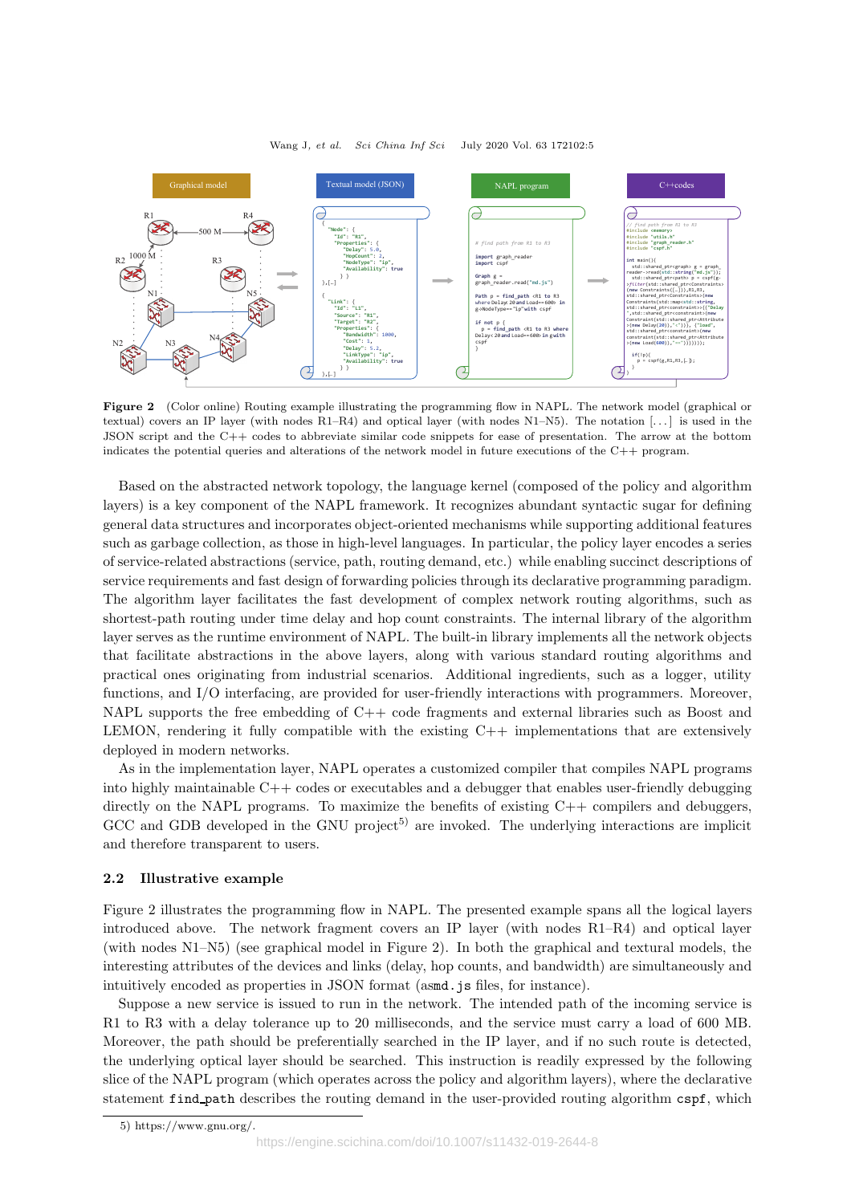Graphical model

Textual model (JSON)

NAPL program

C++codes

R1 R4 R2 R3 N1 N5 N2 N3 N4 500 M 1000 M

Figure 2 (Color online) Routing example illustrating the programming flow in NAPL. The network model (graphical or textual) covers an IP layer (with nodes R1–R4) and optical layer (with nodes N1–N5). The notation [. . . ] is used in the JSON script and the C++ codes to abbreviate similar code snippets for ease of presentation. The arrow at the bottom indicates the potential queries and alterations of the network model in future executions of the C++ program.

Based on the abstracted network topology, the language kernel (composed of the policy and algorithm layers) is a key component of the NAPL framework. It recognizes abundant syntactic sugar for defining general data structures and incorporates object-oriented mechanisms while supporting additional features such as garbage collection, as those in high-level languages. In particular, the policy layer encodes a series of service-related abstractions (service, path, routing demand, etc.) while enabling succinct descriptions of service requirements and fast design of forwarding policies through its declarative programming paradigm. The algorithm layer facilitates the fast development of complex network routing algorithms, such as shortest-path routing under time delay and hop count constraints. The internal library of the algorithm layer serves as the runtime environment of NAPL. The built-in library implements all the network objects that facilitate abstractions in the above layers, along with various standard routing algorithms and practical ones originating from industrial scenarios. Additional ingredients, such as a logger, utility functions, and I/O interfacing, are provided for user-friendly interactions with programmers. Moreover, NAPL supports the free embedding of C++ code fragments and external libraries such as Boost and LEMON, rendering it fully compatible with the existing C++ implementations that are extensively deployed in modern networks.

As in the implementation layer, NAPL operates a customized compiler that compiles NAPL programs into highly maintainable C++ codes or executables and a debugger that enables user-friendly debugging directly on the NAPL programs. To maximize the benefits of existing C++ compilers and debuggers, GCC and GDB developed in the GNU project[5] are invoked. The underlying interactions are implicit and therefore transparent to users.

## 2.2 Illustrative example

Figure 2 illustrates the programming flow in NAPL. The presented example spans all the logical layers introduced above. The network fragment covers an IP layer (with nodes R1–R4) and optical layer (with nodes N1–N5) (see graphical model in Figure 2). In both the graphical and textual models, the interesting attributes of the devices and links (delay, hop counts, and bandwidth) are simultaneously and intuitively encoded as properties in JSON format (as `md.js` files, for instance).

Suppose a new service is issued to run in the network. The intended path of the incoming service is R1 to R3 with a delay tolerance up to 20 milliseconds, and the service must carry a load of 600 MB. Moreover, the path should be preferentially searched in the IP layer, and if no such route is detected, the underlying optical layer should be searched. This instruction is readily expressed by the following slice of the NAPL program (which operates across the policy and algorithm layers), where the declarative statement `find_path` describes the routing demand in the user-provided routing algorithm `cspf`, which

5) https://www.gnu.org/.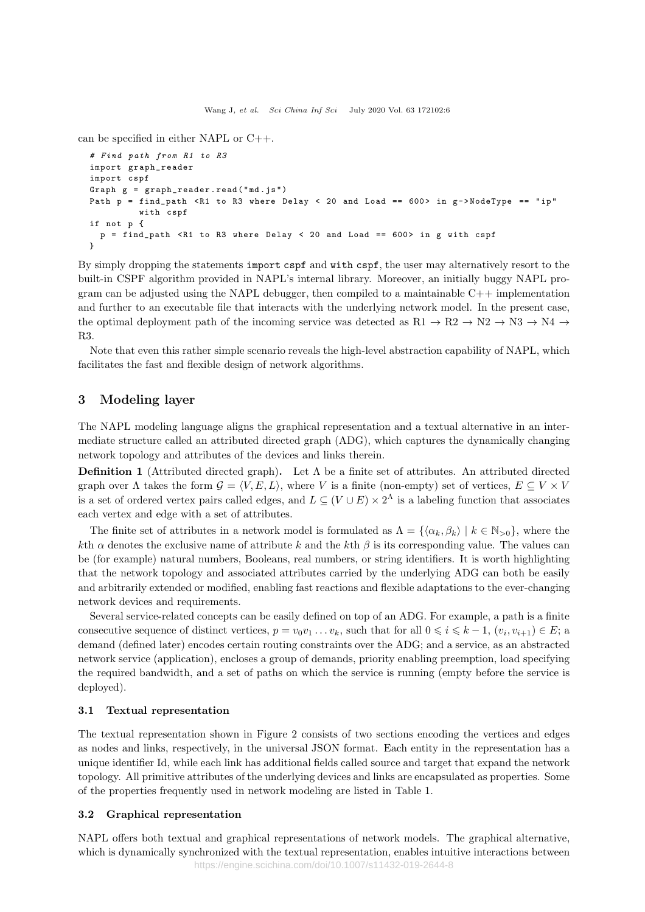can be specified in either NAPL or C++.

```
# Find path from R1 to R3
import graph_reader
import cspf
Graph g = graph_reader.read("md.js")
Path p = find_path <R1 to R3 where Delay < 20 and Load == 600> in g->NodeType == "ip"
         with cspf
if not p {
  p = find_path <R1 to R3 where Delay < 20 and Load == 600> in g with cspf
}
```

By simply dropping the statements `import cspf` and `with cspf`, the user may alternatively resort to the built-in CSPF algorithm provided in NAPL's internal library. Moreover, an initially buggy NAPL program can be adjusted using the NAPL debugger, then compiled to a maintainable C++ implementation and further to an executable file that interacts with the underlying network model. In the present case, the optimal deployment path of the incoming service was detected as R1 $\rightarrow$ R2 $\rightarrow$ N2 $\rightarrow$ N3 $\rightarrow$ N4 $\rightarrow$ R3.

Note that even this rather simple scenario reveals the high-level abstraction capability of NAPL, which facilitates the fast and flexible design of network algorithms.

## 3 Modeling layer

The NAPL modeling language aligns the graphical representation and a textual alternative in an intermediate structure called an attributed directed graph (ADG), which captures the dynamically changing network topology and attributes of the devices and links therein.

**Definition 1** (Attributed directed graph)**.** Let $\Lambda$ be a finite set of attributes. An attributed directed graph over $\Lambda$ takes the form $\mathcal{G} = \langle V, E, L \rangle$, where $V$ is a finite (non-empty) set of vertices, $E \subseteq V \times V$ is a set of ordered vertex pairs called edges, and $L \subseteq (V \cup E) \times 2^{\Lambda}$ is a labeling function that associates each vertex and edge with a set of attributes.

The finite set of attributes in a network model is formulated as $\Lambda = \{\langle \alpha_k, \beta_k \rangle \mid k \in \mathbb{N}_{>0}\}$, where the $k$th $\alpha$ denotes the exclusive name of attribute $k$ and the $k$th $\beta$ is its corresponding value. The values can be (for example) natural numbers, Booleans, real numbers, or string identifiers. It is worth highlighting that the network topology and associated attributes carried by the underlying ADG can both be easily and arbitrarily extended or modified, enabling fast reactions and flexible adaptations to the ever-changing network devices and requirements.

Several service-related concepts can be easily defined on top of an ADG. For example, a path is a finite consecutive sequence of distinct vertices, $p = v_0 v_1 \ldots v_k$, such that for all $0 \leqslant i \leqslant k-1$, $(v_i, v_{i+1}) \in E$; a demand (defined later) encodes certain routing constraints over the ADG; and a service, as an abstracted network service (application), encloses a group of demands, priority enabling preemption, load specifying the required bandwidth, and a set of paths on which the service is running (empty before the service is deployed).

### 3.1 Textual representation

The textual representation shown in Figure 2 consists of two sections encoding the vertices and edges as nodes and links, respectively, in the universal JSON format. Each entity in the representation has a unique identifier Id, while each link has additional fields called source and target that expand the network topology. All primitive attributes of the underlying devices and links are encapsulated as properties. Some of the properties frequently used in network modeling are listed in Table 1.

### 3.2 Graphical representation

NAPL offers both textual and graphical representations of network models. The graphical alternative, which is dynamically synchronized with the textual representation, enables intuitive interactions between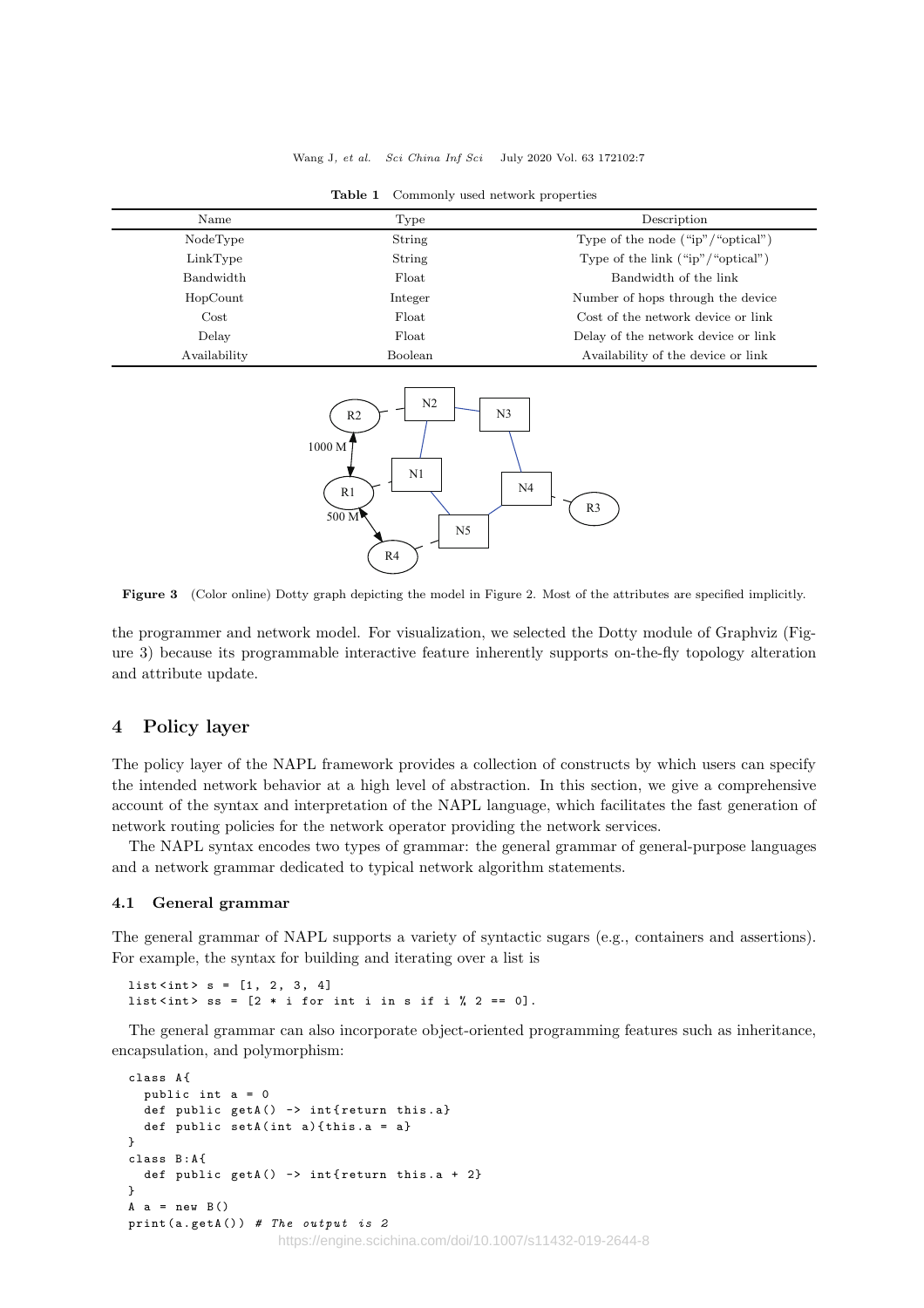**Table 1** Commonly used network properties

| Name | Type | Description |
|---|---|---|
| NodeType | String | Type of the node ("ip"/"optical") |
| LinkType | String | Type of the link ("ip"/"optical") |
| Bandwidth | Float | Bandwidth of the link |
| HopCount | Integer | Number of hops through the device |
| Cost | Float | Cost of the network device or link |
| Delay | Float | Delay of the network device or link |
| Availability | Boolean | Availability of the device or link |

**Figure 3** (Color online) Dotty graph depicting the model in Figure 2. Most of the attributes are specified implicitly.

the programmer and network model. For visualization, we selected the Dotty module of Graphviz (Figure 3) because its programmable interactive feature inherently supports on-the-fly topology alteration and attribute update.

## 4 Policy layer

The policy layer of the NAPL framework provides a collection of constructs by which users can specify the intended network behavior at a high level of abstraction. In this section, we give a comprehensive account of the syntax and interpretation of the NAPL language, which facilitates the fast generation of network routing policies for the network operator providing the network services.

The NAPL syntax encodes two types of grammar: the general grammar of general-purpose languages and a network grammar dedicated to typical network algorithm statements.

### 4.1 General grammar

The general grammar of NAPL supports a variety of syntactic sugars (e.g., containers and assertions). For example, the syntax for building and iterating over a list is

```
list<int> s = [1, 2, 3, 4]
list<int> ss = [2 * i for int i in s if i % 2 == 0].
```

The general grammar can also incorporate object-oriented programming features such as inheritance, encapsulation, and polymorphism:

```
class A{
  public int a = 0
  def public getA() -> int{return this.a}
  def public setA(int a){this.a = a}
}
class B:A{
  def public getA() -> int{return this.a + 2}
}
A a = new B()
print(a.getA()) # The output is 2
```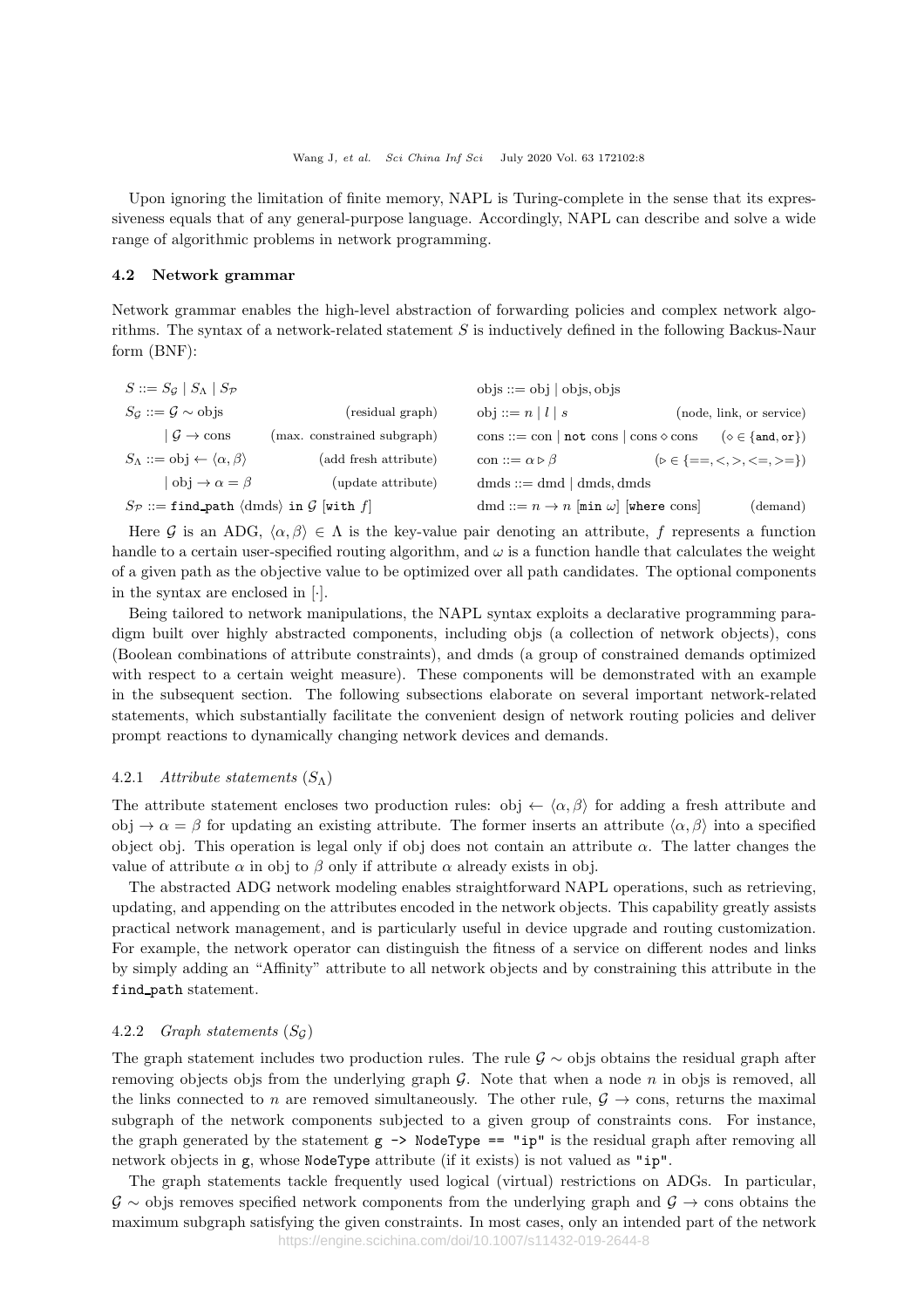Upon ignoring the limitation of finite memory, NAPL is Turing-complete in the sense that its expressiveness equals that of any general-purpose language. Accordingly, NAPL can describe and solve a wide range of algorithmic problems in network programming.

### 4.2 Network grammar

Network grammar enables the high-level abstraction of forwarding policies and complex network algorithms. The syntax of a network-related statement $S$ is inductively defined in the following Backus-Naur form (BNF):

$$
\begin{array}{llll}
S ::= S_{\mathcal{G}} \mid S_{\Lambda} \mid S_{\mathcal{P}} & & \text{objs} ::= \text{obj} \mid \text{objs}, \text{objs} & \\
S_{\mathcal{G}} ::= \mathcal{G} \sim \text{objs} & \text{(residual graph)} & \text{obj} ::= n \mid l \mid s & \text{(node, link, or service)} \\
\quad\mid \mathcal{G} \rightarrow \text{cons} & \text{(max. constrained subgraph)} & \text{cons} ::= \text{con} \mid \texttt{not}\ \text{cons} \mid \text{cons} \diamond \text{cons} & (\diamond \in \{\texttt{and}, \texttt{or}\}) \\
S_{\Lambda} ::= \text{obj} \leftarrow \langle \alpha, \beta \rangle & \text{(add fresh attribute)} & \text{con} ::= \alpha \triangleright \beta & (\triangleright \in \{==, <, >, <=, >=\}) \\
\quad\mid \text{obj} \rightarrow \alpha = \beta & \text{(update attribute)} & \text{dmds} ::= \text{dmd} \mid \text{dmds}, \text{dmds} & \\
S_{\mathcal{P}} ::= \texttt{find\_path}\ \langle \text{dmds} \rangle\ \texttt{in}\ \mathcal{G}\ [\texttt{with}\ f] & & \text{dmd} ::= n \rightarrow n\ [\texttt{min}\ \omega]\ [\texttt{where}\ \text{cons}] & \text{(demand)}
\end{array}
$$

Here $\mathcal{G}$ is an ADG, $\langle \alpha, \beta \rangle \in \Lambda$ is the key-value pair denoting an attribute, $f$ represents a function handle to a certain user-specified routing algorithm, and $\omega$ is a function handle that calculates the weight of a given path as the objective value to be optimized over all path candidates. The optional components in the syntax are enclosed in $[\cdot]$.

Being tailored to network manipulations, the NAPL syntax exploits a declarative programming paradigm built over highly abstracted components, including objs (a collection of network objects), cons (Boolean combinations of attribute constraints), and dmds (a group of constrained demands optimized with respect to a certain weight measure). These components will be demonstrated with an example in the subsequent section. The following subsections elaborate on several important network-related statements, which substantially facilitate the convenient design of network routing policies and deliver prompt reactions to dynamically changing network devices and demands.

#### 4.2.1 *Attribute statements* ($S_{\Lambda}$)

The attribute statement encloses two production rules: obj $\leftarrow \langle \alpha, \beta \rangle$ for adding a fresh attribute and obj $\rightarrow \alpha = \beta$ for updating an existing attribute. The former inserts an attribute $\langle \alpha, \beta \rangle$ into a specified object obj. This operation is legal only if obj does not contain an attribute $\alpha$. The latter changes the value of attribute $\alpha$ in obj to $\beta$ only if attribute $\alpha$ already exists in obj.

The abstracted ADG network modeling enables straightforward NAPL operations, such as retrieving, updating, and appending on the attributes encoded in the network objects. This capability greatly assists practical network management, and is particularly useful in device upgrade and routing customization. For example, the network operator can distinguish the fitness of a service on different nodes and links by simply adding an "Affinity" attribute to all network objects and by constraining this attribute in the `find_path` statement.

#### 4.2.2 *Graph statements* ($S_{\mathcal{G}}$)

The graph statement includes two production rules. The rule $\mathcal{G} \sim$ objs obtains the residual graph after removing objects objs from the underlying graph $\mathcal{G}$. Note that when a node $n$ in objs is removed, all the links connected to $n$ are removed simultaneously. The other rule, $\mathcal{G} \rightarrow$ cons, returns the maximal subgraph of the network components subjected to a given group of constraints cons. For instance, the graph generated by the statement `g -> NodeType == "ip"` is the residual graph after removing all network objects in `g`, whose `NodeType` attribute (if it exists) is not valued as `"ip"`.

The graph statements tackle frequently used logical (virtual) restrictions on ADGs. In particular, $\mathcal{G} \sim$ objs removes specified network components from the underlying graph and $\mathcal{G} \rightarrow$ cons obtains the maximum subgraph satisfying the given constraints. In most cases, only an intended part of the network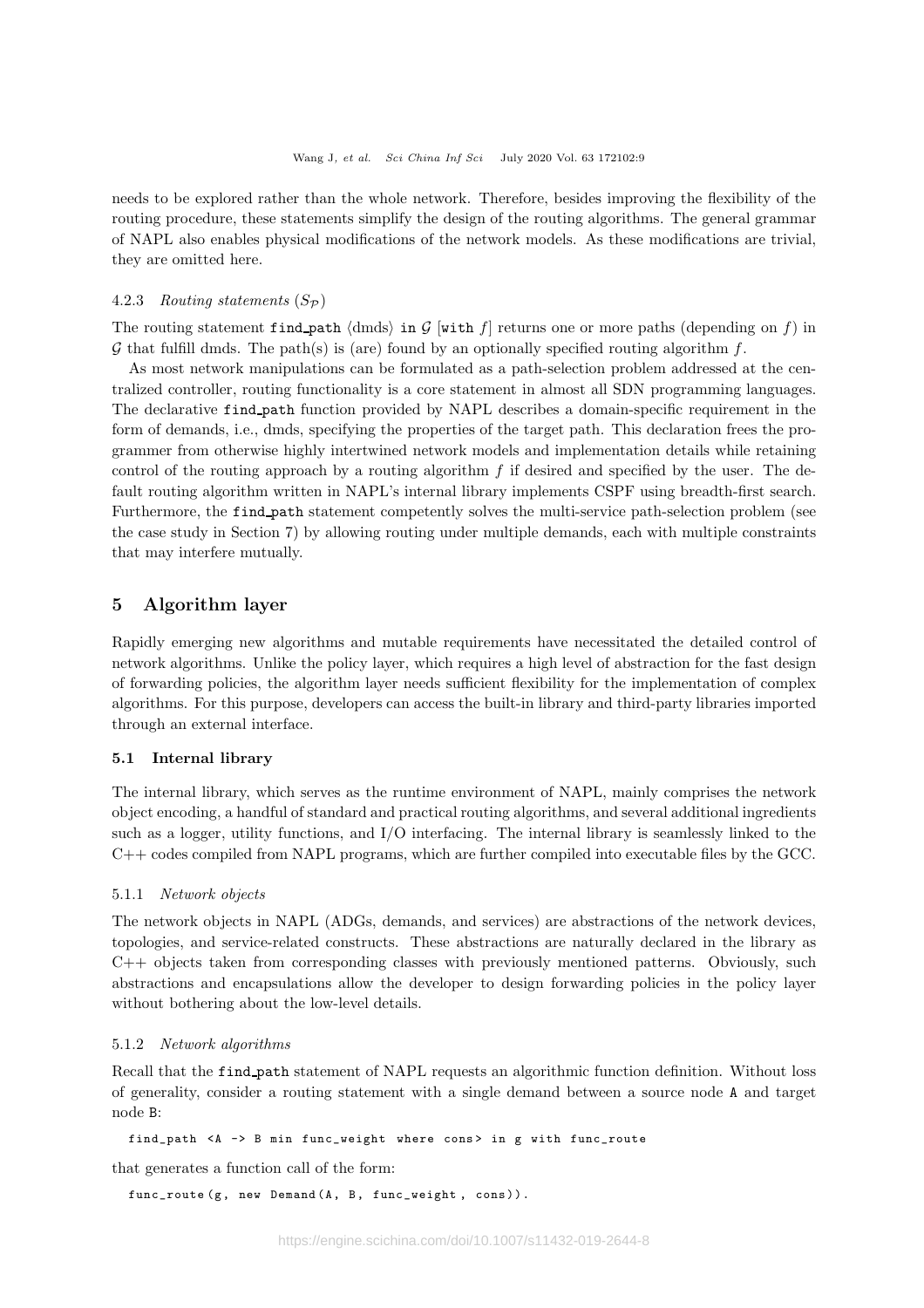needs to be explored rather than the whole network. Therefore, besides improving the flexibility of the routing procedure, these statements simplify the design of the routing algorithms. The general grammar of NAPL also enables physical modifications of the network models. As these modifications are trivial, they are omitted here.

#### 4.2.3 *Routing statements* ($S_{\mathcal{P}}$)

The routing statement `find_path` ⟨dmds⟩ `in` $\mathcal{G}$ [`with` $f$] returns one or more paths (depending on $f$) in $\mathcal{G}$ that fulfill dmds. The path(s) is (are) found by an optionally specified routing algorithm $f$.

As most network manipulations can be formulated as a path-selection problem addressed at the centralized controller, routing functionality is a core statement in almost all SDN programming languages. The declarative `find_path` function provided by NAPL describes a domain-specific requirement in the form of demands, i.e., dmds, specifying the properties of the target path. This declaration frees the programmer from otherwise highly intertwined network models and implementation details while retaining control of the routing approach by a routing algorithm $f$ if desired and specified by the user. The default routing algorithm written in NAPL's internal library implements CSPF using breadth-first search. Furthermore, the `find_path` statement competently solves the multi-service path-selection problem (see the case study in Section 7) by allowing routing under multiple demands, each with multiple constraints that may interfere mutually.

## 5 Algorithm layer

Rapidly emerging new algorithms and mutable requirements have necessitated the detailed control of network algorithms. Unlike the policy layer, which requires a high level of abstraction for the fast design of forwarding policies, the algorithm layer needs sufficient flexibility for the implementation of complex algorithms. For this purpose, developers can access the built-in library and third-party libraries imported through an external interface.

### 5.1 Internal library

The internal library, which serves as the runtime environment of NAPL, mainly comprises the network object encoding, a handful of standard and practical routing algorithms, and several additional ingredients such as a logger, utility functions, and I/O interfacing. The internal library is seamlessly linked to the C++ codes compiled from NAPL programs, which are further compiled into executable files by the GCC.

#### 5.1.1 *Network objects*

The network objects in NAPL (ADGs, demands, and services) are abstractions of the network devices, topologies, and service-related constructs. These abstractions are naturally declared in the library as C++ objects taken from corresponding classes with previously mentioned patterns. Obviously, such abstractions and encapsulations allow the developer to design forwarding policies in the policy layer without bothering about the low-level details.

#### 5.1.2 *Network algorithms*

Recall that the `find_path` statement of NAPL requests an algorithmic function definition. Without loss of generality, consider a routing statement with a single demand between a source node `A` and target node `B`:

```
find_path <A -> B min func_weight where cons> in g with func_route
```

that generates a function call of the form:

```
func_route(g, new Demand(A, B, func_weight, cons)).
```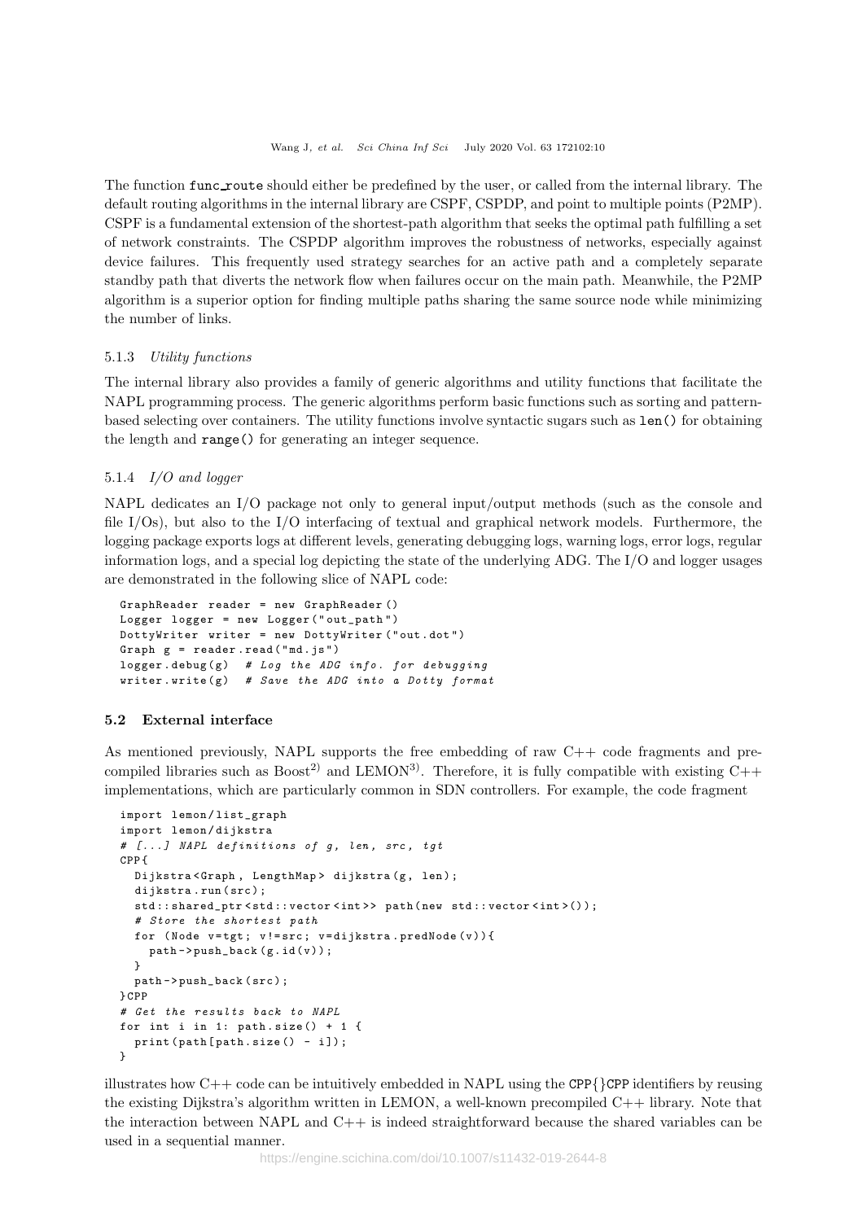The function func_route should either be predefined by the user, or called from the internal library. The default routing algorithms in the internal library are CSPF, CSPDP, and point to multiple points (P2MP). CSPF is a fundamental extension of the shortest-path algorithm that seeks the optimal path fulfilling a set of network constraints. The CSPDP algorithm improves the robustness of networks, especially against device failures. This frequently used strategy searches for an active path and a completely separate standby path that diverts the network flow when failures occur on the main path. Meanwhile, the P2MP algorithm is a superior option for finding multiple paths sharing the same source node while minimizing the number of links.

#### 5.1.3 *Utility functions*

The internal library also provides a family of generic algorithms and utility functions that facilitate the NAPL programming process. The generic algorithms perform basic functions such as sorting and pattern-based selecting over containers. The utility functions involve syntactic sugars such as `len()` for obtaining the length and `range()` for generating an integer sequence.

#### 5.1.4 *I/O and logger*

NAPL dedicates an I/O package not only to general input/output methods (such as the console and file I/Os), but also to the I/O interfacing of textual and graphical network models. Furthermore, the logging package exports logs at different levels, generating debugging logs, warning logs, error logs, regular information logs, and a special log depicting the state of the underlying ADG. The I/O and logger usages are demonstrated in the following slice of NAPL code:

```
GraphReader reader = new GraphReader()
Logger logger = new Logger("out_path")
DottyWriter writer = new DottyWriter("out.dot")
Graph g = reader.read("md.js")
logger.debug(g)  # Log the ADG info. for debugging
writer.write(g)  # Save the ADG into a Dotty format
```

### 5.2 External interface

As mentioned previously, NAPL supports the free embedding of raw C++ code fragments and pre-compiled libraries such as Boost[2)] and LEMON[3)]. Therefore, it is fully compatible with existing C++ implementations, which are particularly common in SDN controllers. For example, the code fragment

```
import lemon/list_graph
import lemon/dijkstra
# [...] NAPL definitions of g, len, src, tgt
CPP{
  Dijkstra<Graph, LengthMap> dijkstra(g, len);
  dijkstra.run(src);
  std::shared_ptr<std::vector<int>> path(new std::vector<int>());
  # Store the shortest path
  for (Node v=tgt; v!=src; v=dijkstra.predNode(v)){
    path->push_back(g.id(v));
  }
  path->push_back(src);
}CPP
# Get the results back to NAPL
for int i in 1: path.size() + 1 {
  print(path[path.size() - i]);
}
```

illustrates how C++ code can be intuitively embedded in NAPL using the `CPP{}CPP` identifiers by reusing the existing Dijkstra's algorithm written in LEMON, a well-known precompiled C++ library. Note that the interaction between NAPL and C++ is indeed straightforward because the shared variables can be used in a sequential manner.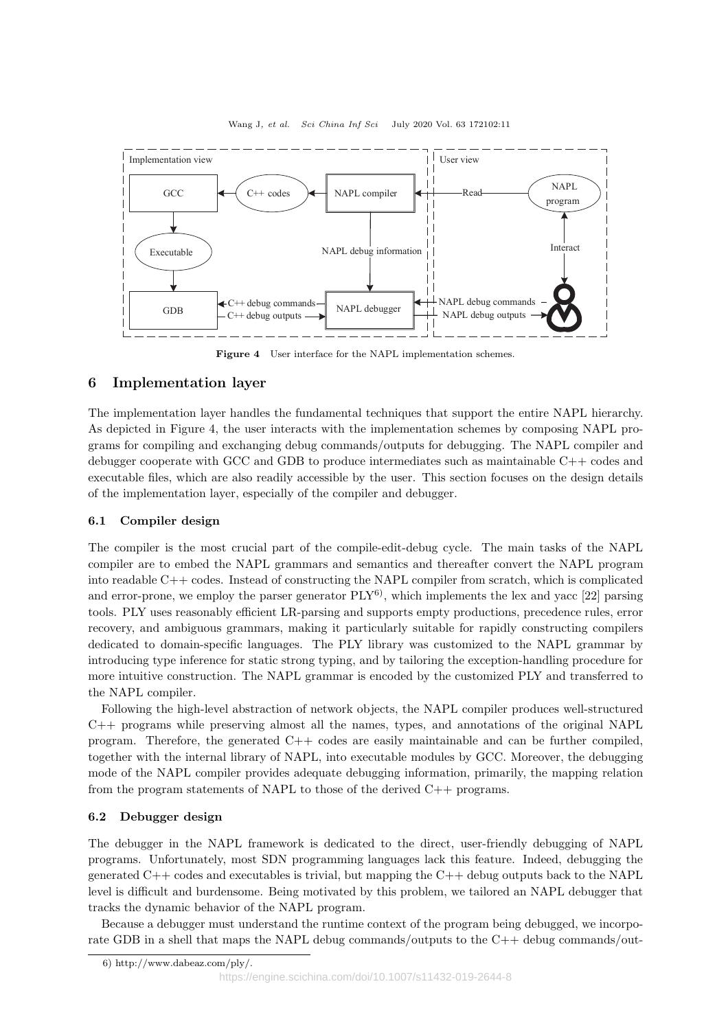Implementation view

GCC

C++ codes

NAPL compiler

Read

User view

NAPL program

Executable

NAPL debug information

Interact

GDB

C++ debug commands

C++ debug outputs

NAPL debugger

NAPL debug commands

NAPL debug outputs

**Figure 4** User interface for the NAPL implementation schemes.

## 6 Implementation layer

The implementation layer handles the fundamental techniques that support the entire NAPL hierarchy. As depicted in Figure 4, the user interacts with the implementation schemes by composing NAPL programs for compiling and exchanging debug commands/outputs for debugging. The NAPL compiler and debugger cooperate with GCC and GDB to produce intermediates such as maintainable C++ codes and executable files, which are also readily accessible by the user. This section focuses on the design details of the implementation layer, especially of the compiler and debugger.

### 6.1 Compiler design

The compiler is the most crucial part of the compile-edit-debug cycle. The main tasks of the NAPL compiler are to embed the NAPL grammars and semantics and thereafter convert the NAPL program into readable C++ codes. Instead of constructing the NAPL compiler from scratch, which is complicated and error-prone, we employ the parser generator PLY[6)], which implements the lex and yacc [22] parsing tools. PLY uses reasonably efficient LR-parsing and supports empty productions, precedence rules, error recovery, and ambiguous grammars, making it particularly suitable for rapidly constructing compilers dedicated to domain-specific languages. The PLY library was customized to the NAPL grammar by introducing type inference for static strong typing, and by tailoring the exception-handling procedure for more intuitive construction. The NAPL grammar is encoded by the customized PLY and transferred to the NAPL compiler.

Following the high-level abstraction of network objects, the NAPL compiler produces well-structured C++ programs while preserving almost all the names, types, and annotations of the original NAPL program. Therefore, the generated C++ codes are easily maintainable and can be further compiled, together with the internal library of NAPL, into executable modules by GCC. Moreover, the debugging mode of the NAPL compiler provides adequate debugging information, primarily, the mapping relation from the program statements of NAPL to those of the derived C++ programs.

### 6.2 Debugger design

The debugger in the NAPL framework is dedicated to the direct, user-friendly debugging of NAPL programs. Unfortunately, most SDN programming languages lack this feature. Indeed, debugging the generated C++ codes and executables is trivial, but mapping the C++ debug outputs back to the NAPL level is difficult and burdensome. Being motivated by this problem, we tailored an NAPL debugger that tracks the dynamic behavior of the NAPL program.

Because a debugger must understand the runtime context of the program being debugged, we incorporate GDB in a shell that maps the NAPL debug commands/outputs to the C++ debug commands/out-

6) http://www.dabeaz.com/ply/.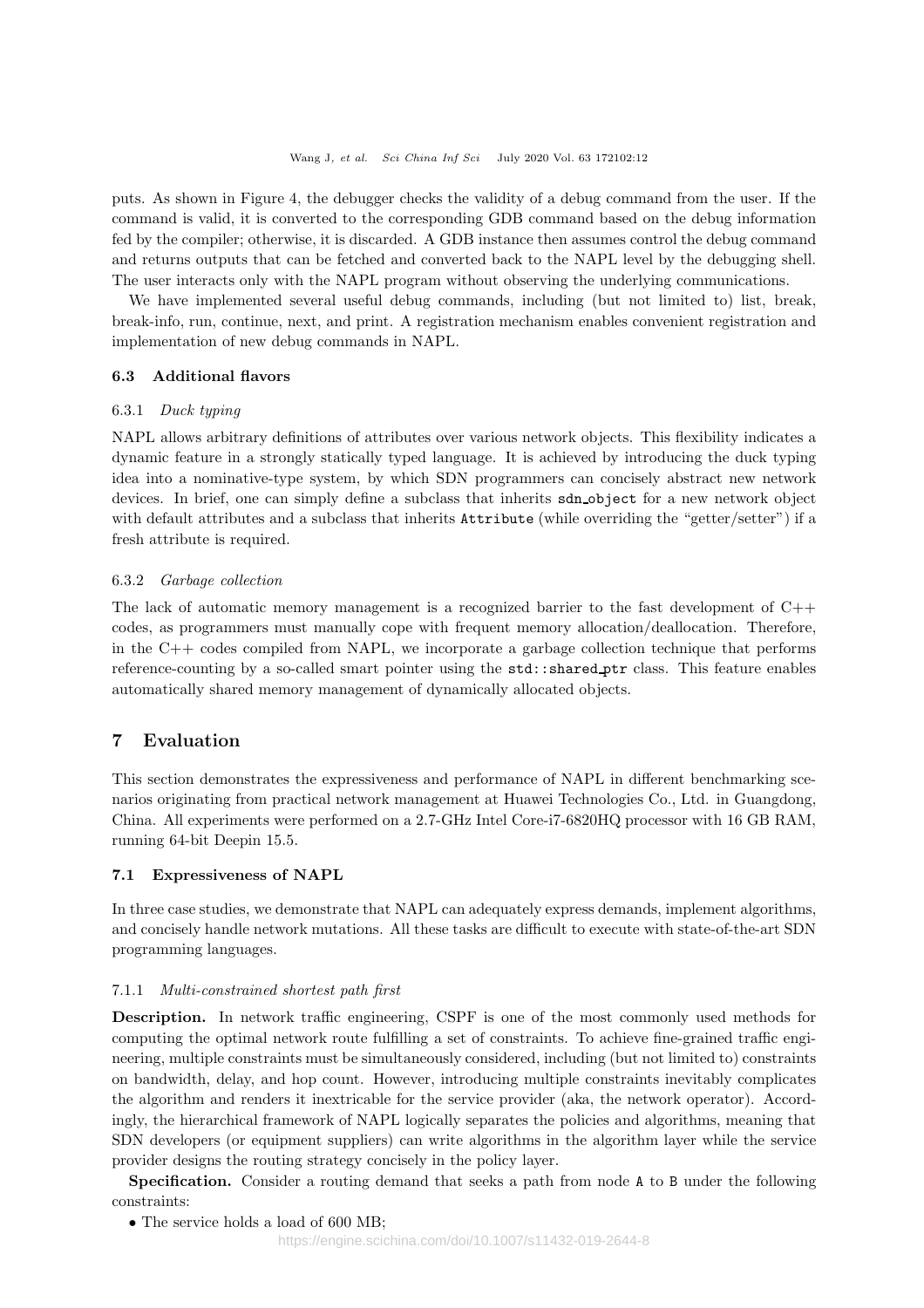puts. As shown in Figure 4, the debugger checks the validity of a debug command from the user. If the command is valid, it is converted to the corresponding GDB command based on the debug information fed by the compiler; otherwise, it is discarded. A GDB instance then assumes control the debug command and returns outputs that can be fetched and converted back to the NAPL level by the debugging shell. The user interacts only with the NAPL program without observing the underlying communications.

We have implemented several useful debug commands, including (but not limited to) list, break, break-info, run, continue, next, and print. A registration mechanism enables convenient registration and implementation of new debug commands in NAPL.

### 6.3 Additional flavors

#### 6.3.1 *Duck typing*

NAPL allows arbitrary definitions of attributes over various network objects. This flexibility indicates a dynamic feature in a strongly statically typed language. It is achieved by introducing the duck typing idea into a nominative-type system, by which SDN programmers can concisely abstract new network devices. In brief, one can simply define a subclass that inherits `sdn_object` for a new network object with default attributes and a subclass that inherits `Attribute` (while overriding the "getter/setter") if a fresh attribute is required.

#### 6.3.2 *Garbage collection*

The lack of automatic memory management is a recognized barrier to the fast development of C++ codes, as programmers must manually cope with frequent memory allocation/deallocation. Therefore, in the C++ codes compiled from NAPL, we incorporate a garbage collection technique that performs reference-counting by a so-called smart pointer using the `std::shared_ptr` class. This feature enables automatically shared memory management of dynamically allocated objects.

## 7 Evaluation

This section demonstrates the expressiveness and performance of NAPL in different benchmarking scenarios originating from practical network management at Huawei Technologies Co., Ltd. in Guangdong, China. All experiments were performed on a 2.7-GHz Intel Core-i7-6820HQ processor with 16 GB RAM, running 64-bit Deepin 15.5.

### 7.1 Expressiveness of NAPL

In three case studies, we demonstrate that NAPL can adequately express demands, implement algorithms, and concisely handle network mutations. All these tasks are difficult to execute with state-of-the-art SDN programming languages.

#### 7.1.1 *Multi-constrained shortest path first*

**Description.** In network traffic engineering, CSPF is one of the most commonly used methods for computing the optimal network route fulfilling a set of constraints. To achieve fine-grained traffic engineering, multiple constraints must be simultaneously considered, including (but not limited to) constraints on bandwidth, delay, and hop count. However, introducing multiple constraints inevitably complicates the algorithm and renders it inextricable for the service provider (aka, the network operator). Accordingly, the hierarchical framework of NAPL logically separates the policies and algorithms, meaning that SDN developers (or equipment suppliers) can write algorithms in the algorithm layer while the service provider designs the routing strategy concisely in the policy layer.

**Specification.** Consider a routing demand that seeks a path from node `A` to `B` under the following constraints:

- The service holds a load of 600 MB;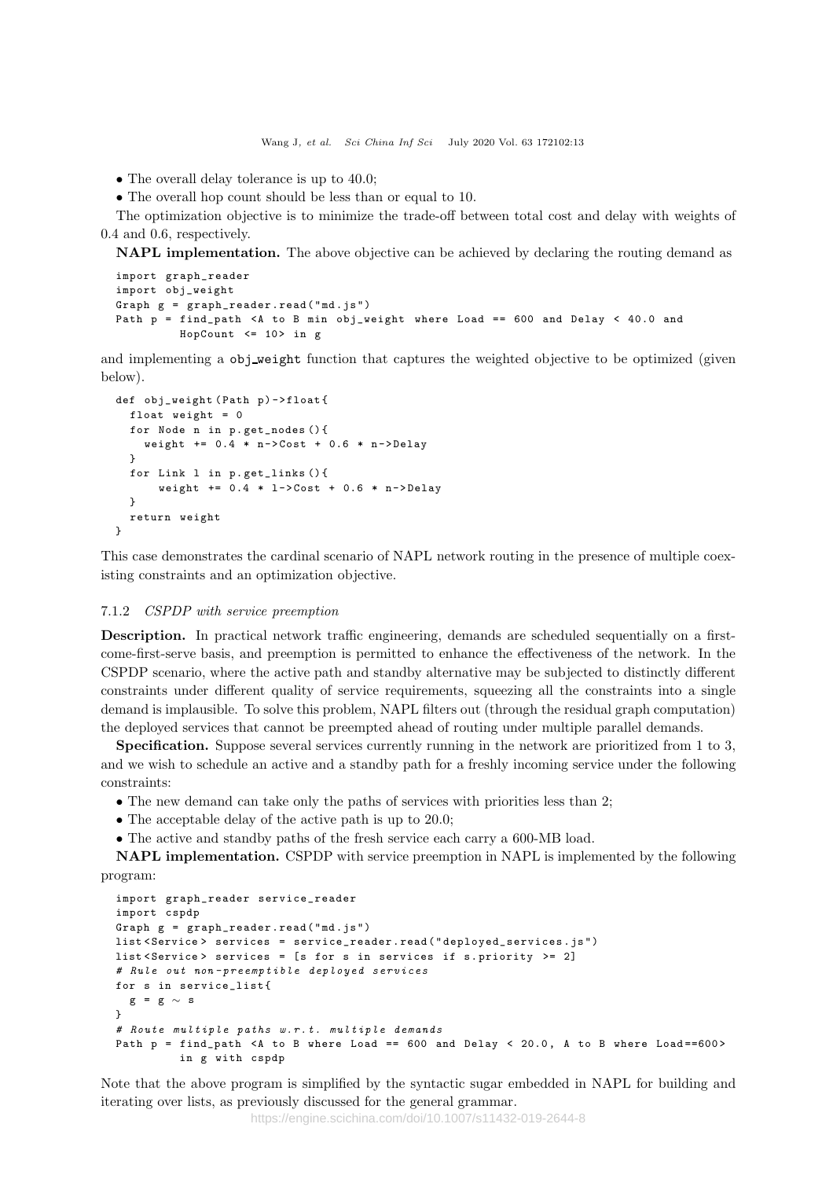- The overall delay tolerance is up to 40.0;
- The overall hop count should be less than or equal to 10.

The optimization objective is to minimize the trade-off between total cost and delay with weights of 0.4 and 0.6, respectively.

**NAPL implementation.** The above objective can be achieved by declaring the routing demand as

```
import graph_reader
import obj_weight
Graph g = graph_reader.read("md.js")
Path p = find_path <A to B min obj_weight where Load == 600 and Delay < 40.0 and
         HopCount <= 10> in g
```

and implementing a obj_weight function that captures the weighted objective to be optimized (given below).

```
def obj_weight(Path p)->float{
  float weight = 0
  for Node n in p.get_nodes(){
    weight += 0.4 * n->Cost + 0.6 * n->Delay
  }
  for Link l in p.get_links(){
      weight += 0.4 * l->Cost + 0.6 * n->Delay
  }
  return weight
}
```

This case demonstrates the cardinal scenario of NAPL network routing in the presence of multiple coexisting constraints and an optimization objective.

#### 7.1.2 *CSPDP with service preemption*

**Description.** In practical network traffic engineering, demands are scheduled sequentially on a first-come-first-serve basis, and preemption is permitted to enhance the effectiveness of the network. In the CSPDP scenario, where the active path and standby alternative may be subjected to distinctly different constraints under different quality of service requirements, squeezing all the constraints into a single demand is implausible. To solve this problem, NAPL filters out (through the residual graph computation) the deployed services that cannot be preempted ahead of routing under multiple parallel demands.

**Specification.** Suppose several services currently running in the network are prioritized from 1 to 3, and we wish to schedule an active and a standby path for a freshly incoming service under the following constraints:

- The new demand can take only the paths of services with priorities less than 2;
- The acceptable delay of the active path is up to 20.0;
- The active and standby paths of the fresh service each carry a 600-MB load.

**NAPL implementation.** CSPDP with service preemption in NAPL is implemented by the following program:

```
import graph_reader service_reader
import cspdp
Graph g = graph_reader.read("md.js")
list<Service> services = service_reader.read("deployed_services.js")
list<Service> services = [s for s in services if s.priority >= 2]
# Rule out non-preemptible deployed services
for s in service_list{
  g = g ~ s
}
# Route multiple paths w.r.t. multiple demands
Path p = find_path <A to B where Load == 600 and Delay < 20.0, A to B where Load==600>
         in g with cspdp
```

Note that the above program is simplified by the syntactic sugar embedded in NAPL for building and iterating over lists, as previously discussed for the general grammar.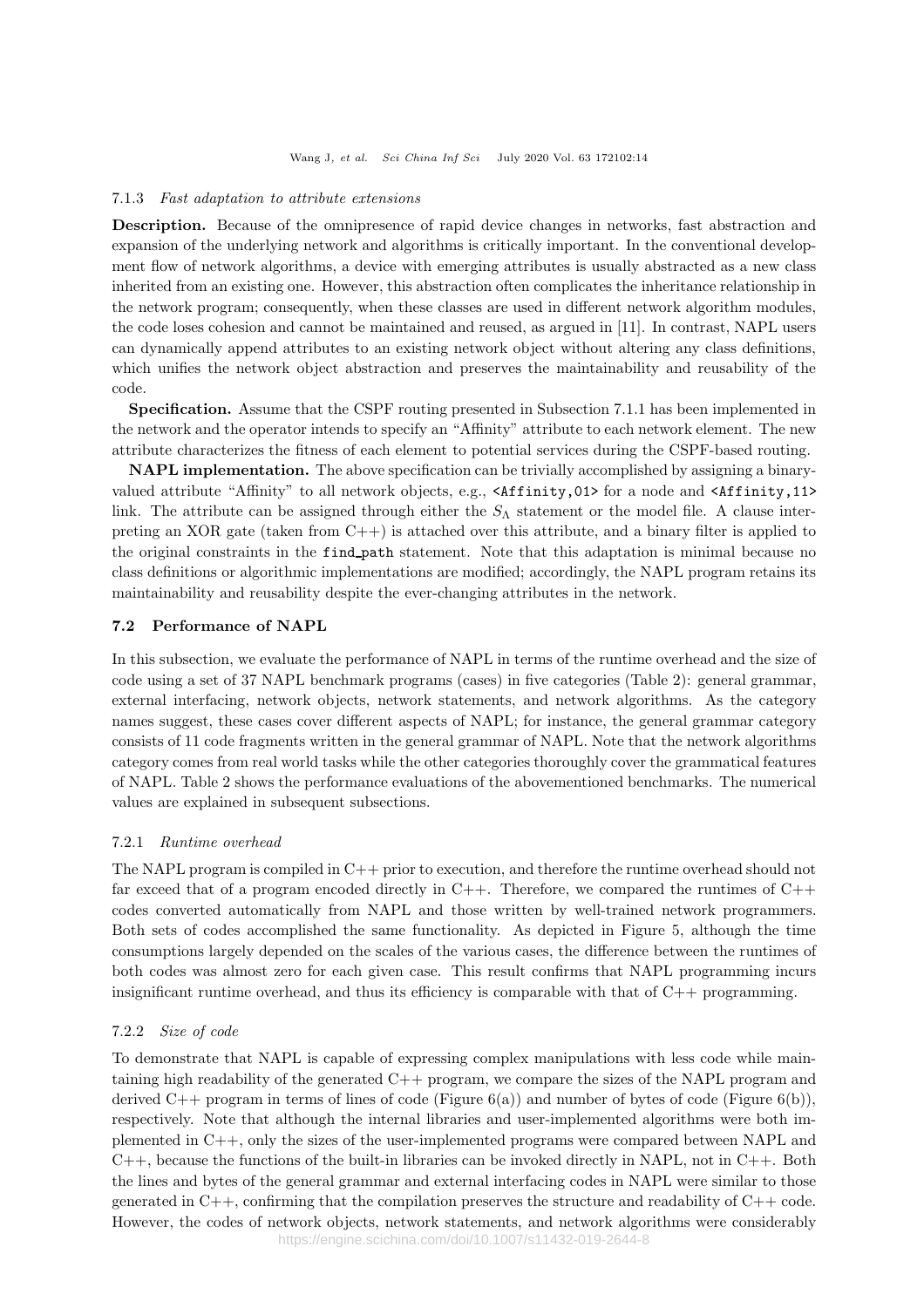#### 7.1.3 *Fast adaptation to attribute extensions*

**Description.** Because of the omnipresence of rapid device changes in networks, fast abstraction and expansion of the underlying network and algorithms is critically important. In the conventional development flow of network algorithms, a device with emerging attributes is usually abstracted as a new class inherited from an existing one. However, this abstraction often complicates the inheritance relationship in the network program; consequently, when these classes are used in different network algorithm modules, the code loses cohesion and cannot be maintained and reused, as argued in [11]. In contrast, NAPL users can dynamically append attributes to an existing network object without altering any class definitions, which unifies the network object abstraction and preserves the maintainability and reusability of the code.

**Specification.** Assume that the CSPF routing presented in Subsection 7.1.1 has been implemented in the network and the operator intends to specify an "Affinity" attribute to each network element. The new attribute characterizes the fitness of each element to potential services during the CSPF-based routing.

**NAPL implementation.** The above specification can be trivially accomplished by assigning a binary-valued attribute "Affinity" to all network objects, e.g., `<Affinity,01>` for a node and `<Affinity,11>` link. The attribute can be assigned through either the $S_\Lambda$ statement or the model file. A clause interpreting an XOR gate (taken from C++) is attached over this attribute, and a binary filter is applied to the original constraints in the `find_path` statement. Note that this adaptation is minimal because no class definitions or algorithmic implementations are modified; accordingly, the NAPL program retains its maintainability and reusability despite the ever-changing attributes in the network.

### 7.2 Performance of NAPL

In this subsection, we evaluate the performance of NAPL in terms of the runtime overhead and the size of code using a set of 37 NAPL benchmark programs (cases) in five categories (Table 2): general grammar, external interfacing, network objects, network statements, and network algorithms. As the category names suggest, these cases cover different aspects of NAPL; for instance, the general grammar category consists of 11 code fragments written in the general grammar of NAPL. Note that the network algorithms category comes from real world tasks while the other categories thoroughly cover the grammatical features of NAPL. Table 2 shows the performance evaluations of the abovementioned benchmarks. The numerical values are explained in subsequent subsections.

#### 7.2.1 *Runtime overhead*

The NAPL program is compiled in C++ prior to execution, and therefore the runtime overhead should not far exceed that of a program encoded directly in C++. Therefore, we compared the runtimes of C++ codes converted automatically from NAPL and those written by well-trained network programmers. Both sets of codes accomplished the same functionality. As depicted in Figure 5, although the time consumptions largely depended on the scales of the various cases, the difference between the runtimes of both codes was almost zero for each given case. This result confirms that NAPL programming incurs insignificant runtime overhead, and thus its efficiency is comparable with that of C++ programming.

#### 7.2.2 *Size of code*

To demonstrate that NAPL is capable of expressing complex manipulations with less code while maintaining high readability of the generated C++ program, we compare the sizes of the NAPL program and derived C++ program in terms of lines of code (Figure 6(a)) and number of bytes of code (Figure 6(b)), respectively. Note that although the internal libraries and user-implemented algorithms were both implemented in C++, only the sizes of the user-implemented programs were compared between NAPL and C++, because the functions of the built-in libraries can be invoked directly in NAPL, not in C++. Both the lines and bytes of the general grammar and external interfacing codes in NAPL were similar to those generated in C++, confirming that the compilation preserves the structure and readability of C++ code. However, the codes of network objects, network statements, and network algorithms were considerably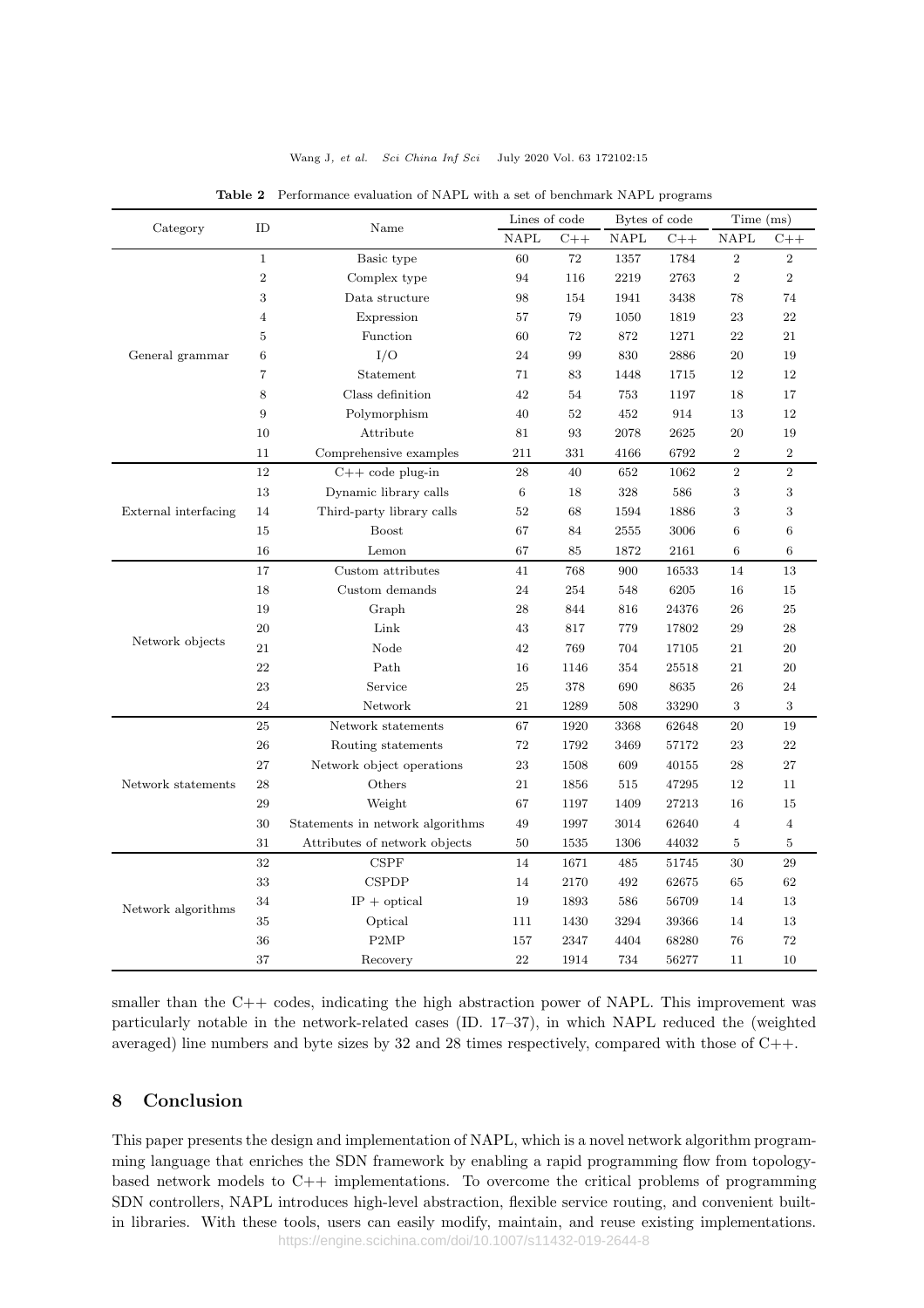**Table 2** Performance evaluation of NAPL with a set of benchmark NAPL programs

| Category | ID | Name | Lines of code | | Bytes of code | | Time (ms) | |
|---|---|---|---|---|---|---|---|---|
| | | | NAPL | C++ | NAPL | C++ | NAPL | C++ |
| General grammar | 1 | Basic type | 60 | 72 | 1357 | 1784 | 2 | 2 |
| | 2 | Complex type | 94 | 116 | 2219 | 2763 | 2 | 2 |
| | 3 | Data structure | 98 | 154 | 1941 | 3438 | 78 | 74 |
| | 4 | Expression | 57 | 79 | 1050 | 1819 | 23 | 22 |
| | 5 | Function | 60 | 72 | 872 | 1271 | 22 | 21 |
| | 6 | I/O | 24 | 99 | 830 | 2886 | 20 | 19 |
| | 7 | Statement | 71 | 83 | 1448 | 1715 | 12 | 12 |
| | 8 | Class definition | 42 | 54 | 753 | 1197 | 18 | 17 |
| | 9 | Polymorphism | 40 | 52 | 452 | 914 | 13 | 12 |
| | 10 | Attribute | 81 | 93 | 2078 | 2625 | 20 | 19 |
| | 11 | Comprehensive examples | 211 | 331 | 4166 | 6792 | 2 | 2 |
| External interfacing | 12 | C++ code plug-in | 28 | 40 | 652 | 1062 | 2 | 2 |
| | 13 | Dynamic library calls | 6 | 18 | 328 | 586 | 3 | 3 |
| | 14 | Third-party library calls | 52 | 68 | 1594 | 1886 | 3 | 3 |
| | 15 | Boost | 67 | 84 | 2555 | 3006 | 6 | 6 |
| | 16 | Lemon | 67 | 85 | 1872 | 2161 | 6 | 6 |
| Network objects | 17 | Custom attributes | 41 | 768 | 900 | 16533 | 14 | 13 |
| | 18 | Custom demands | 24 | 254 | 548 | 6205 | 16 | 15 |
| | 19 | Graph | 28 | 844 | 816 | 24376 | 26 | 25 |
| | 20 | Link | 43 | 817 | 779 | 17802 | 29 | 28 |
| | 21 | Node | 42 | 769 | 704 | 17105 | 21 | 20 |
| | 22 | Path | 16 | 1146 | 354 | 25518 | 21 | 20 |
| | 23 | Service | 25 | 378 | 690 | 8635 | 26 | 24 |
| | 24 | Network | 21 | 1289 | 508 | 33290 | 3 | 3 |
| Network statements | 25 | Network statements | 67 | 1920 | 3368 | 62648 | 20 | 19 |
| | 26 | Routing statements | 72 | 1792 | 3469 | 57172 | 23 | 22 |
| | 27 | Network object operations | 23 | 1508 | 609 | 40155 | 28 | 27 |
| | 28 | Others | 21 | 1856 | 515 | 47295 | 12 | 11 |
| | 29 | Weight | 67 | 1197 | 1409 | 27213 | 16 | 15 |
| | 30 | Statements in network algorithms | 49 | 1997 | 3014 | 62640 | 4 | 4 |
| | 31 | Attributes of network objects | 50 | 1535 | 1306 | 44032 | 5 | 5 |
| Network algorithms | 32 | CSPF | 14 | 1671 | 485 | 51745 | 30 | 29 |
| | 33 | CSPDP | 14 | 2170 | 492 | 62675 | 65 | 62 |
| | 34 | IP + optical | 19 | 1893 | 586 | 56709 | 14 | 13 |
| | 35 | Optical | 111 | 1430 | 3294 | 39366 | 14 | 13 |
| | 36 | P2MP | 157 | 2347 | 4404 | 68280 | 76 | 72 |
| | 37 | Recovery | 22 | 1914 | 734 | 56277 | 11 | 10 |

smaller than the C++ codes, indicating the high abstraction power of NAPL. This improvement was particularly notable in the network-related cases (ID. 17–37), in which NAPL reduced the (weighted averaged) line numbers and byte sizes by 32 and 28 times respectively, compared with those of C++.

## 8 Conclusion

This paper presents the design and implementation of NAPL, which is a novel network algorithm programming language that enriches the SDN framework by enabling a rapid programming flow from topology-based network models to C++ implementations. To overcome the critical problems of programming SDN controllers, NAPL introduces high-level abstraction, flexible service routing, and convenient built-in libraries. With these tools, users can easily modify, maintain, and reuse existing implementations.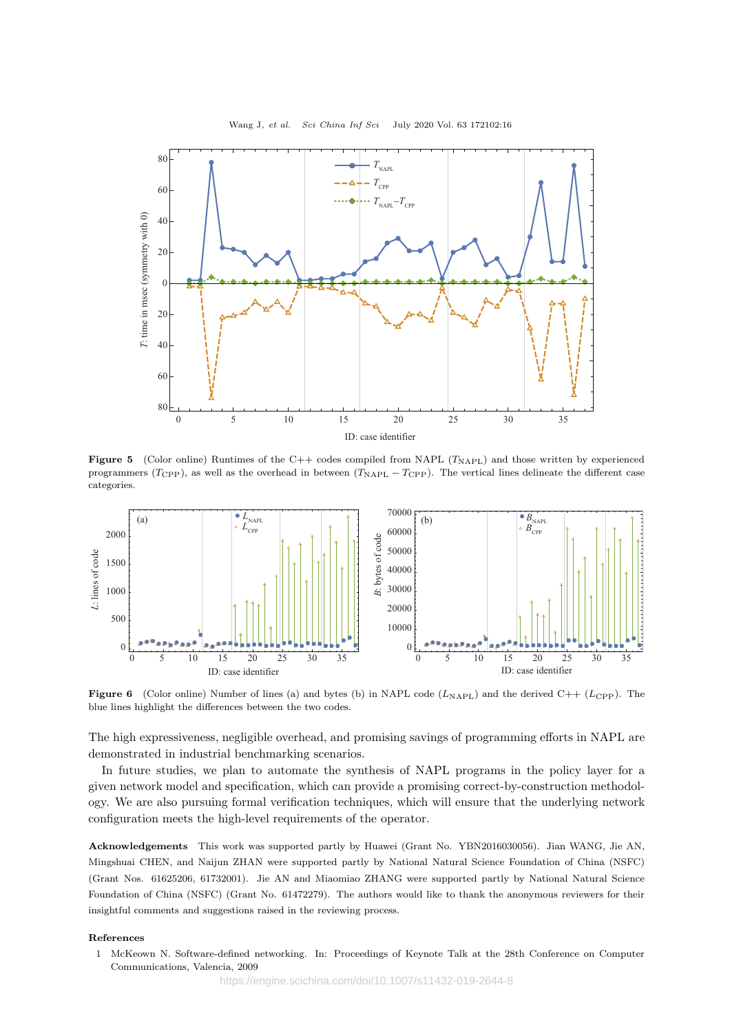**Figure 5** (Color online) Runtimes of the C++ codes compiled from NAPL ($T_{\mathrm{NAPL}}$) and those written by experienced programmers ($T_{\mathrm{CPP}}$), as well as the overhead in between ($T_{\mathrm{NAPL}} - T_{\mathrm{CPP}}$). The vertical lines delineate the different case categories.

**Figure 6** (Color online) Number of lines (a) and bytes (b) in NAPL code ($L_{\mathrm{NAPL}}$) and the derived C++ ($L_{\mathrm{CPP}}$). The blue lines highlight the differences between the two codes.

The high expressiveness, negligible overhead, and promising savings of programming efforts in NAPL are demonstrated in industrial benchmarking scenarios.

In future studies, we plan to automate the synthesis of NAPL programs in the policy layer for a given network model and specification, which can provide a promising correct-by-construction methodology. We are also pursuing formal verification techniques, which will ensure that the underlying network configuration meets the high-level requirements of the operator.

**Acknowledgements** This work was supported partly by Huawei (Grant No. YBN2016030056). Jian WANG, Jie AN, Mingshuai CHEN, and Naijun ZHAN were supported partly by National Natural Science Foundation of China (NSFC) (Grant Nos. 61625206, 61732001). Jie AN and Miaomiao ZHANG were supported partly by National Natural Science Foundation of China (NSFC) (Grant No. 61472279). The authors would like to thank the anonymous reviewers for their insightful comments and suggestions raised in the reviewing process.

## References

1 McKeown N. Software-defined networking. In: Proceedings of Keynote Talk at the 28th Conference on Computer Communications, Valencia, 2009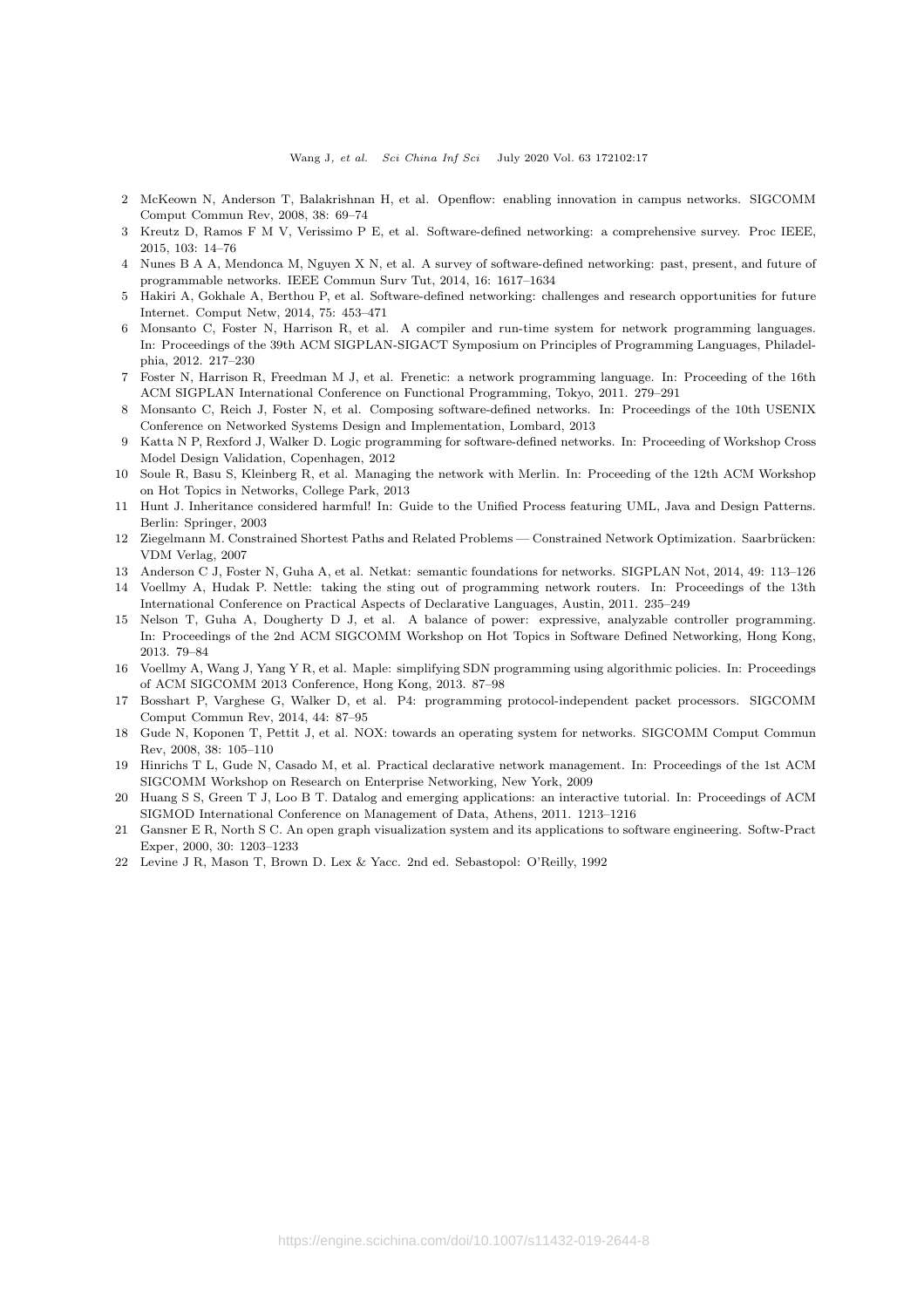2 McKeown N, Anderson T, Balakrishnan H, et al. Openflow: enabling innovation in campus networks. SIGCOMM Comput Commun Rev, 2008, 38: 69–74

3 Kreutz D, Ramos F M V, Verissimo P E, et al. Software-defined networking: a comprehensive survey. Proc IEEE, 2015, 103: 14–76

4 Nunes B A A, Mendonca M, Nguyen X N, et al. A survey of software-defined networking: past, present, and future of programmable networks. IEEE Commun Surv Tut, 2014, 16: 1617–1634

5 Hakiri A, Gokhale A, Berthou P, et al. Software-defined networking: challenges and research opportunities for future Internet. Comput Netw, 2014, 75: 453–471

6 Monsanto C, Foster N, Harrison R, et al. A compiler and run-time system for network programming languages. In: Proceedings of the 39th ACM SIGPLAN-SIGACT Symposium on Principles of Programming Languages, Philadelphia, 2012. 217–230

7 Foster N, Harrison R, Freedman M J, et al. Frenetic: a network programming language. In: Proceeding of the 16th ACM SIGPLAN International Conference on Functional Programming, Tokyo, 2011. 279–291

8 Monsanto C, Reich J, Foster N, et al. Composing software-defined networks. In: Proceedings of the 10th USENIX Conference on Networked Systems Design and Implementation, Lombard, 2013

9 Katta N P, Rexford J, Walker D. Logic programming for software-defined networks. In: Proceeding of Workshop Cross Model Design Validation, Copenhagen, 2012

10 Soule R, Basu S, Kleinberg R, et al. Managing the network with Merlin. In: Proceeding of the 12th ACM Workshop on Hot Topics in Networks, College Park, 2013

11 Hunt J. Inheritance considered harmful! In: Guide to the Unified Process featuring UML, Java and Design Patterns. Berlin: Springer, 2003

12 Ziegelmann M. Constrained Shortest Paths and Related Problems — Constrained Network Optimization. Saarbrücken: VDM Verlag, 2007

13 Anderson C J, Foster N, Guha A, et al. Netkat: semantic foundations for networks. SIGPLAN Not, 2014, 49: 113–126

14 Voellmy A, Hudak P. Nettle: taking the sting out of programming network routers. In: Proceedings of the 13th International Conference on Practical Aspects of Declarative Languages, Austin, 2011. 235–249

15 Nelson T, Guha A, Dougherty D J, et al. A balance of power: expressive, analyzable controller programming. In: Proceedings of the 2nd ACM SIGCOMM Workshop on Hot Topics in Software Defined Networking, Hong Kong, 2013. 79–84

16 Voellmy A, Wang J, Yang Y R, et al. Maple: simplifying SDN programming using algorithmic policies. In: Proceedings of ACM SIGCOMM 2013 Conference, Hong Kong, 2013. 87–98

17 Bosshart P, Varghese G, Walker D, et al. P4: programming protocol-independent packet processors. SIGCOMM Comput Commun Rev, 2014, 44: 87–95

18 Gude N, Koponen T, Pettit J, et al. NOX: towards an operating system for networks. SIGCOMM Comput Commun Rev, 2008, 38: 105–110

19 Hinrichs T L, Gude N, Casado M, et al. Practical declarative network management. In: Proceedings of the 1st ACM SIGCOMM Workshop on Research on Enterprise Networking, New York, 2009

20 Huang S S, Green T J, Loo B T. Datalog and emerging applications: an interactive tutorial. In: Proceedings of ACM SIGMOD International Conference on Management of Data, Athens, 2011. 1213–1216

21 Gansner E R, North S C. An open graph visualization system and its applications to software engineering. Softw-Pract Exper, 2000, 30: 1203–1233

22 Levine J R, Mason T, Brown D. Lex & Yacc. 2nd ed. Sebastopol: O'Reilly, 1992